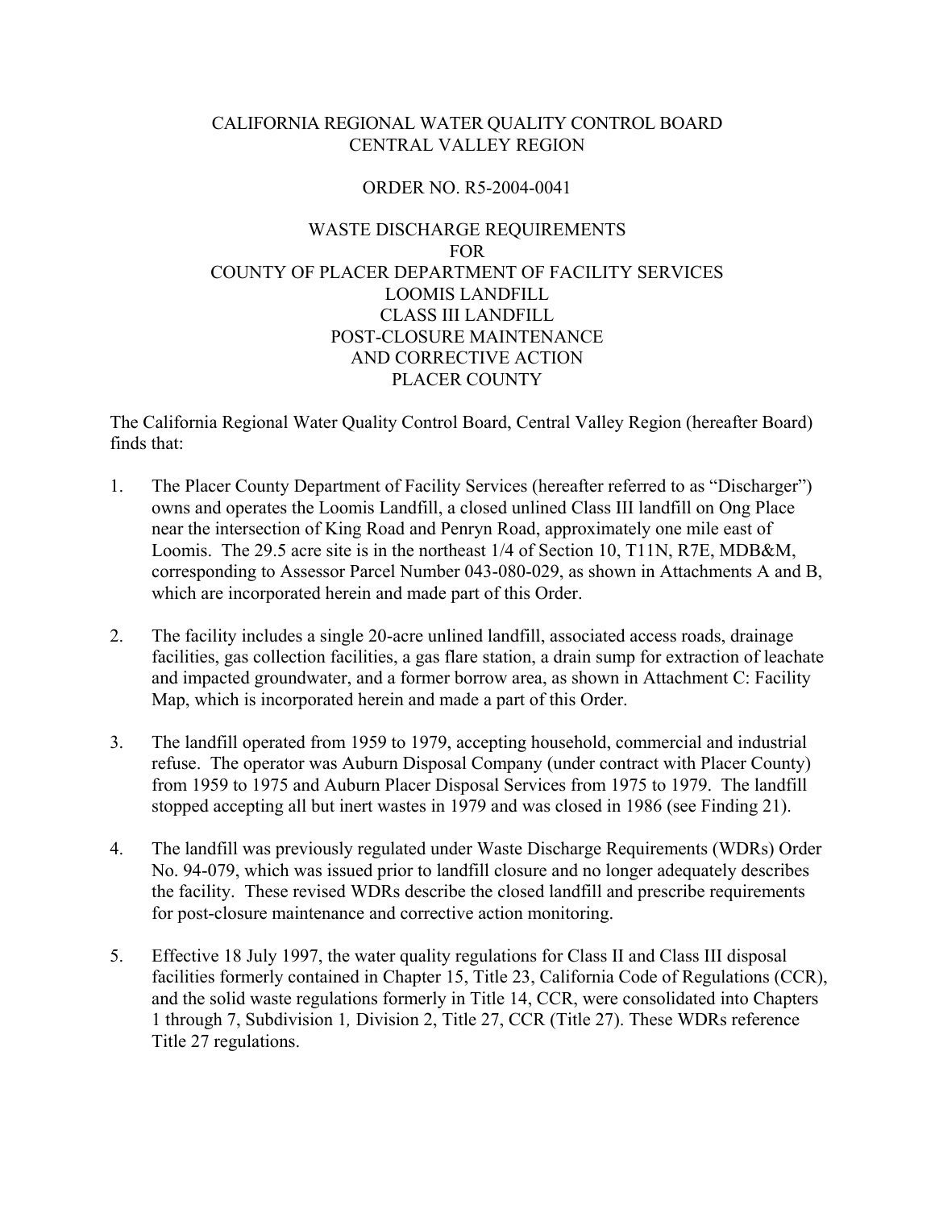# CALIFORNIA REGIONAL WATER QUALITY CONTROL BOARD
# CENTRAL VALLEY REGION

## ORDER NO. R5-2004-0041

## WASTE DISCHARGE REQUIREMENTS
## FOR
## COUNTY OF PLACER DEPARTMENT OF FACILITY SERVICES
## LOOMIS LANDFILL
## CLASS III LANDFILL
## POST-CLOSURE MAINTENANCE
## AND CORRECTIVE ACTION
## PLACER COUNTY

The California Regional Water Quality Control Board, Central Valley Region (hereafter Board) finds that:

1. The Placer County Department of Facility Services (hereafter referred to as "Discharger") owns and operates the Loomis Landfill, a closed unlined Class III landfill on Ong Place near the intersection of King Road and Penryn Road, approximately one mile east of Loomis. The 29.5 acre site is in the northeast 1/4 of Section 10, T11N, R7E, MDB&M, corresponding to Assessor Parcel Number 043-080-029, as shown in Attachments A and B, which are incorporated herein and made part of this Order.

2. The facility includes a single 20-acre unlined landfill, associated access roads, drainage facilities, gas collection facilities, a gas flare station, a drain sump for extraction of leachate and impacted groundwater, and a former borrow area, as shown in Attachment C: Facility Map, which is incorporated herein and made a part of this Order.

3. The landfill operated from 1959 to 1979, accepting household, commercial and industrial refuse. The operator was Auburn Disposal Company (under contract with Placer County) from 1959 to 1975 and Auburn Placer Disposal Services from 1975 to 1979. The landfill stopped accepting all but inert wastes in 1979 and was closed in 1986 (see Finding 21).

4. The landfill was previously regulated under Waste Discharge Requirements (WDRs) Order No. 94-079, which was issued prior to landfill closure and no longer adequately describes the facility. These revised WDRs describe the closed landfill and prescribe requirements for post-closure maintenance and corrective action monitoring.

5. Effective 18 July 1997, the water quality regulations for Class II and Class III disposal facilities formerly contained in Chapter 15, Title 23, California Code of Regulations (CCR), and the solid waste regulations formerly in Title 14, CCR, were consolidated into Chapters 1 through 7, Subdivision 1*,* Division 2, Title 27, CCR (Title 27). These WDRs reference Title 27 regulations.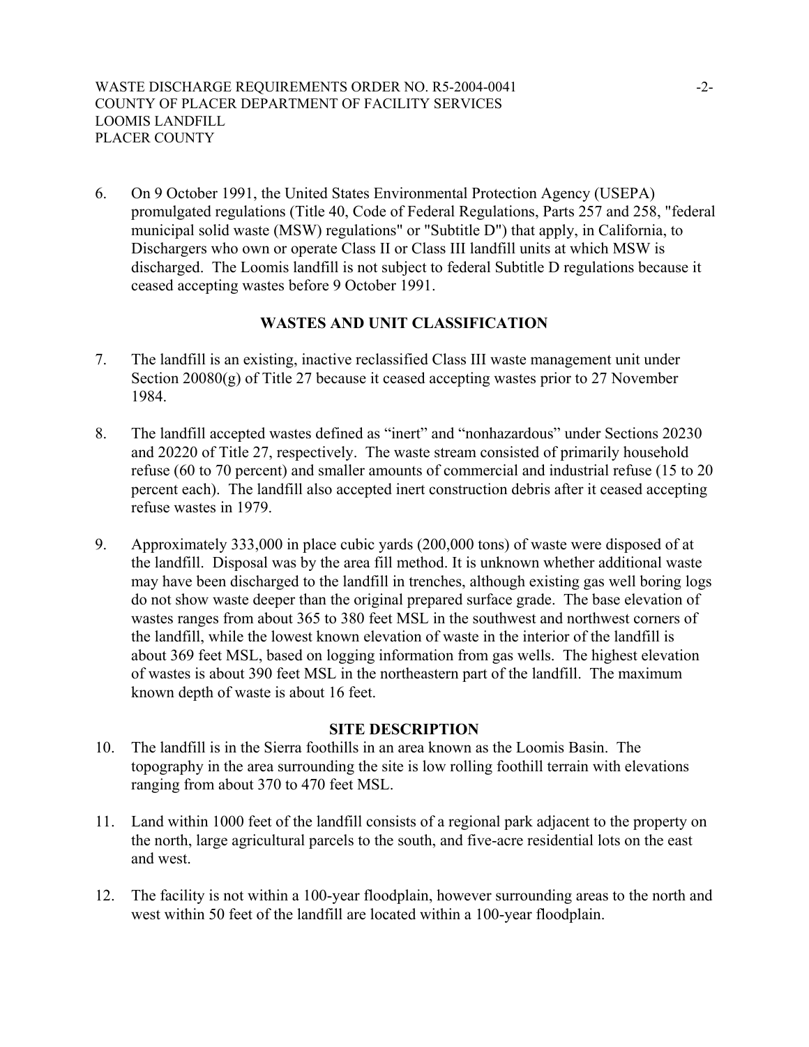6. On 9 October 1991, the United States Environmental Protection Agency (USEPA) promulgated regulations (Title 40, Code of Federal Regulations, Parts 257 and 258, "federal municipal solid waste (MSW) regulations" or "Subtitle D") that apply, in California, to Dischargers who own or operate Class II or Class III landfill units at which MSW is discharged. The Loomis landfill is not subject to federal Subtitle D regulations because it ceased accepting wastes before 9 October 1991.

## WASTES AND UNIT CLASSIFICATION

7. The landfill is an existing, inactive reclassified Class III waste management unit under Section 20080(g) of Title 27 because it ceased accepting wastes prior to 27 November 1984.

8. The landfill accepted wastes defined as "inert" and "nonhazardous" under Sections 20230 and 20220 of Title 27, respectively. The waste stream consisted of primarily household refuse (60 to 70 percent) and smaller amounts of commercial and industrial refuse (15 to 20 percent each). The landfill also accepted inert construction debris after it ceased accepting refuse wastes in 1979.

9. Approximately 333,000 in place cubic yards (200,000 tons) of waste were disposed of at the landfill. Disposal was by the area fill method. It is unknown whether additional waste may have been discharged to the landfill in trenches, although existing gas well boring logs do not show waste deeper than the original prepared surface grade. The base elevation of wastes ranges from about 365 to 380 feet MSL in the southwest and northwest corners of the landfill, while the lowest known elevation of waste in the interior of the landfill is about 369 feet MSL, based on logging information from gas wells. The highest elevation of wastes is about 390 feet MSL in the northeastern part of the landfill. The maximum known depth of waste is about 16 feet.

## SITE DESCRIPTION

10. The landfill is in the Sierra foothills in an area known as the Loomis Basin. The topography in the area surrounding the site is low rolling foothill terrain with elevations ranging from about 370 to 470 feet MSL.

11. Land within 1000 feet of the landfill consists of a regional park adjacent to the property on the north, large agricultural parcels to the south, and five-acre residential lots on the east and west.

12. The facility is not within a 100-year floodplain, however surrounding areas to the north and west within 50 feet of the landfill are located within a 100-year floodplain.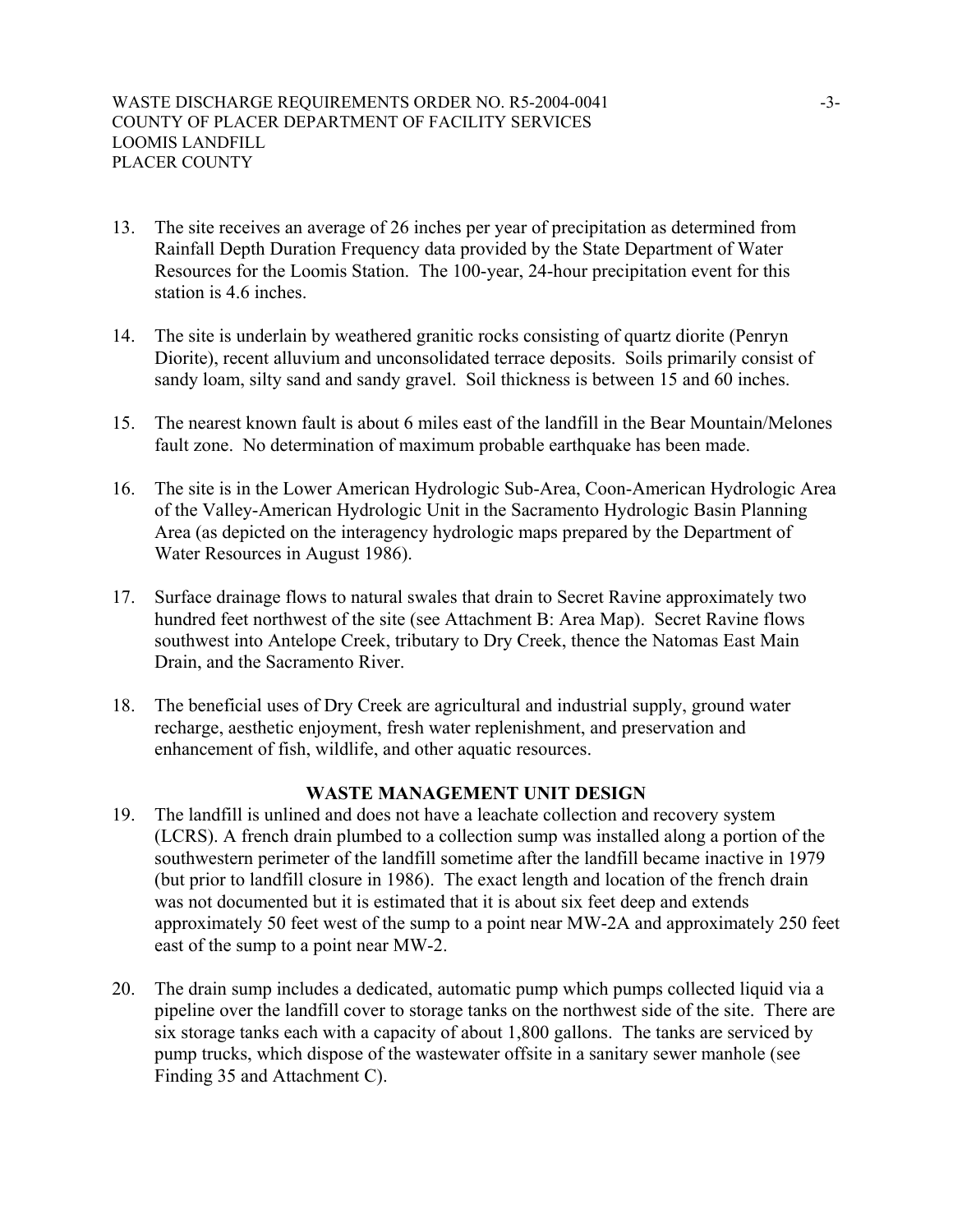13. The site receives an average of 26 inches per year of precipitation as determined from Rainfall Depth Duration Frequency data provided by the State Department of Water Resources for the Loomis Station. The 100-year, 24-hour precipitation event for this station is 4.6 inches.

14. The site is underlain by weathered granitic rocks consisting of quartz diorite (Penryn Diorite), recent alluvium and unconsolidated terrace deposits. Soils primarily consist of sandy loam, silty sand and sandy gravel. Soil thickness is between 15 and 60 inches.

15. The nearest known fault is about 6 miles east of the landfill in the Bear Mountain/Melones fault zone. No determination of maximum probable earthquake has been made.

16. The site is in the Lower American Hydrologic Sub-Area, Coon-American Hydrologic Area of the Valley-American Hydrologic Unit in the Sacramento Hydrologic Basin Planning Area (as depicted on the interagency hydrologic maps prepared by the Department of Water Resources in August 1986).

17. Surface drainage flows to natural swales that drain to Secret Ravine approximately two hundred feet northwest of the site (see Attachment B: Area Map). Secret Ravine flows southwest into Antelope Creek, tributary to Dry Creek, thence the Natomas East Main Drain, and the Sacramento River.

18. The beneficial uses of Dry Creek are agricultural and industrial supply, ground water recharge, aesthetic enjoyment, fresh water replenishment, and preservation and enhancement of fish, wildlife, and other aquatic resources.

## WASTE MANAGEMENT UNIT DESIGN

19. The landfill is unlined and does not have a leachate collection and recovery system (LCRS). A french drain plumbed to a collection sump was installed along a portion of the southwestern perimeter of the landfill sometime after the landfill became inactive in 1979 (but prior to landfill closure in 1986). The exact length and location of the french drain was not documented but it is estimated that it is about six feet deep and extends approximately 50 feet west of the sump to a point near MW-2A and approximately 250 feet east of the sump to a point near MW-2.

20. The drain sump includes a dedicated, automatic pump which pumps collected liquid via a pipeline over the landfill cover to storage tanks on the northwest side of the site. There are six storage tanks each with a capacity of about 1,800 gallons. The tanks are serviced by pump trucks, which dispose of the wastewater offsite in a sanitary sewer manhole (see Finding 35 and Attachment C).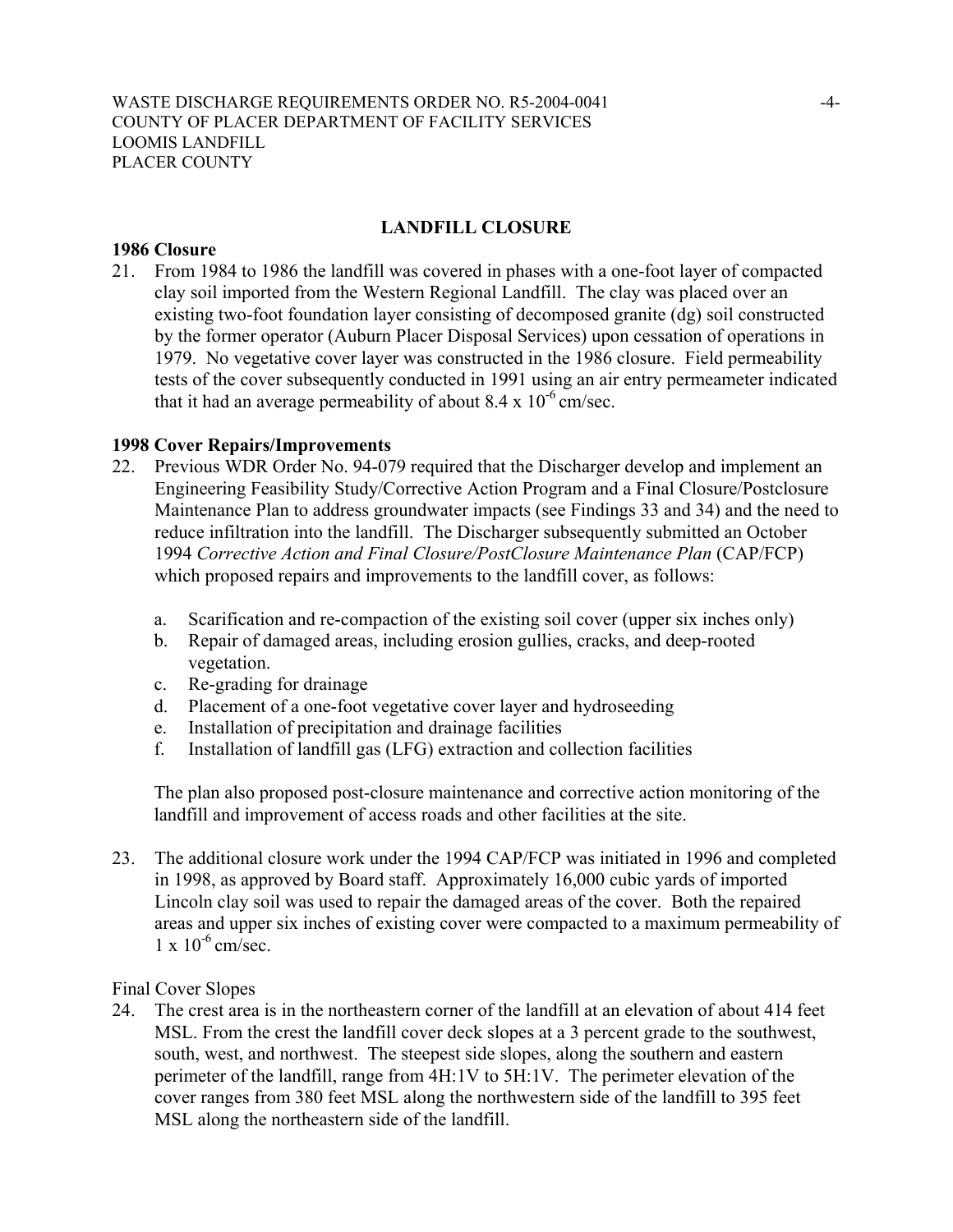## LANDFILL CLOSURE

### 1986 Closure

21. From 1984 to 1986 the landfill was covered in phases with a one-foot layer of compacted clay soil imported from the Western Regional Landfill. The clay was placed over an existing two-foot foundation layer consisting of decomposed granite (dg) soil constructed by the former operator (Auburn Placer Disposal Services) upon cessation of operations in 1979. No vegetative cover layer was constructed in the 1986 closure. Field permeability tests of the cover subsequently conducted in 1991 using an air entry permeameter indicated that it had an average permeability of about $8.4 \times 10^{-6}$ cm/sec.

### 1998 Cover Repairs/Improvements

22. Previous WDR Order No. 94-079 required that the Discharger develop and implement an Engineering Feasibility Study/Corrective Action Program and a Final Closure/Postclosure Maintenance Plan to address groundwater impacts (see Findings 33 and 34) and the need to reduce infiltration into the landfill. The Discharger subsequently submitted an October 1994 *Corrective Action and Final Closure/PostClosure Maintenance Plan* (CAP/FCP) which proposed repairs and improvements to the landfill cover, as follows:

    a. Scarification and re-compaction of the existing soil cover (upper six inches only)
    b. Repair of damaged areas, including erosion gullies, cracks, and deep-rooted vegetation.
    c. Re-grading for drainage
    d. Placement of a one-foot vegetative cover layer and hydroseeding
    e. Installation of precipitation and drainage facilities
    f. Installation of landfill gas (LFG) extraction and collection facilities

    The plan also proposed post-closure maintenance and corrective action monitoring of the landfill and improvement of access roads and other facilities at the site.

23. The additional closure work under the 1994 CAP/FCP was initiated in 1996 and completed in 1998, as approved by Board staff. Approximately 16,000 cubic yards of imported Lincoln clay soil was used to repair the damaged areas of the cover. Both the repaired areas and upper six inches of existing cover were compacted to a maximum permeability of $1 \times 10^{-6}$ cm/sec.

Final Cover Slopes

24. The crest area is in the northeastern corner of the landfill at an elevation of about 414 feet MSL. From the crest the landfill cover deck slopes at a 3 percent grade to the southwest, south, west, and northwest. The steepest side slopes, along the southern and eastern perimeter of the landfill, range from 4H:1V to 5H:1V. The perimeter elevation of the cover ranges from 380 feet MSL along the northwestern side of the landfill to 395 feet MSL along the northeastern side of the landfill.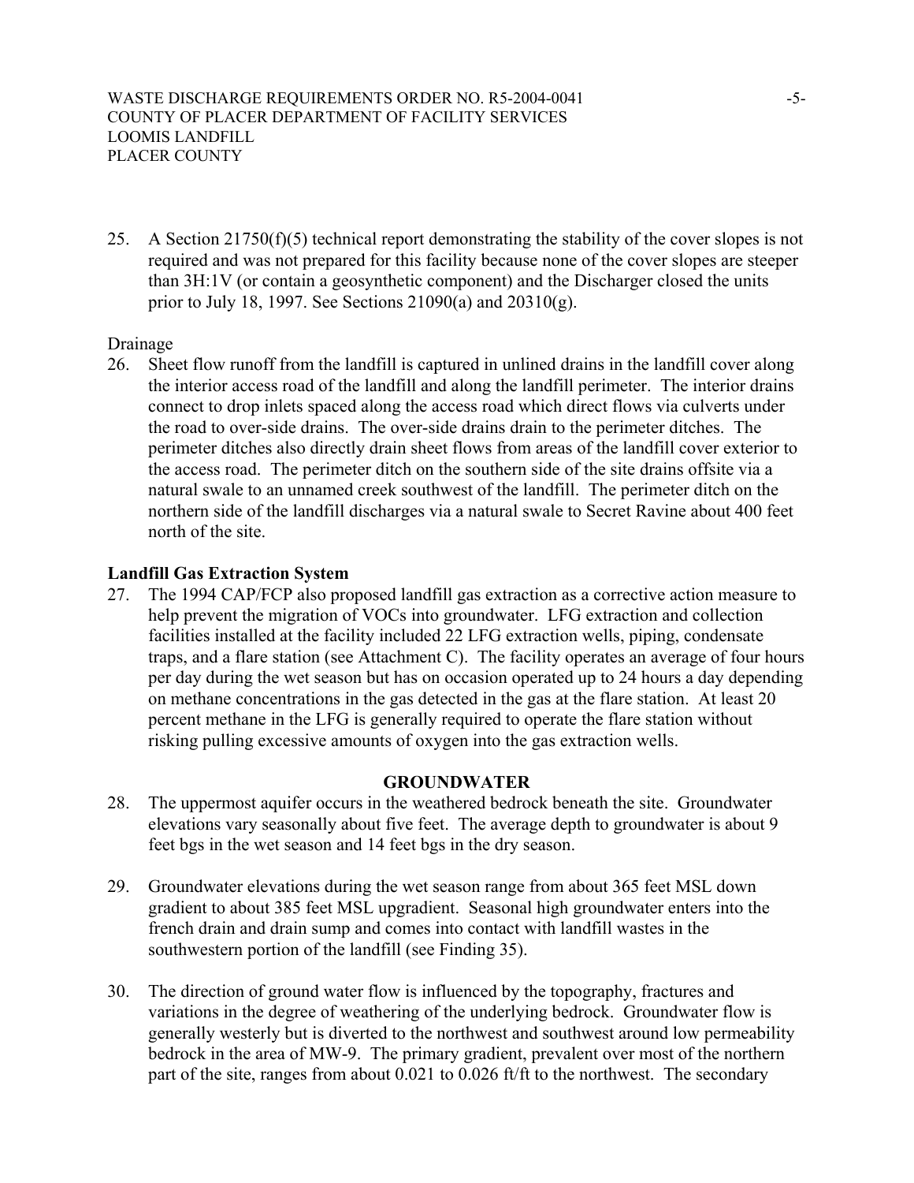25. A Section 21750(f)(5) technical report demonstrating the stability of the cover slopes is not required and was not prepared for this facility because none of the cover slopes are steeper than 3H:1V (or contain a geosynthetic component) and the Discharger closed the units prior to July 18, 1997. See Sections 21090(a) and 20310(g).

Drainage

26. Sheet flow runoff from the landfill is captured in unlined drains in the landfill cover along the interior access road of the landfill and along the landfill perimeter. The interior drains connect to drop inlets spaced along the access road which direct flows via culverts under the road to over-side drains. The over-side drains drain to the perimeter ditches. The perimeter ditches also directly drain sheet flows from areas of the landfill cover exterior to the access road. The perimeter ditch on the southern side of the site drains offsite via a natural swale to an unnamed creek southwest of the landfill. The perimeter ditch on the northern side of the landfill discharges via a natural swale to Secret Ravine about 400 feet north of the site.

**Landfill Gas Extraction System**

27. The 1994 CAP/FCP also proposed landfill gas extraction as a corrective action measure to help prevent the migration of VOCs into groundwater. LFG extraction and collection facilities installed at the facility included 22 LFG extraction wells, piping, condensate traps, and a flare station (see Attachment C). The facility operates an average of four hours per day during the wet season but has on occasion operated up to 24 hours a day depending on methane concentrations in the gas detected in the gas at the flare station. At least 20 percent methane in the LFG is generally required to operate the flare station without risking pulling excessive amounts of oxygen into the gas extraction wells.

**GROUNDWATER**

28. The uppermost aquifer occurs in the weathered bedrock beneath the site. Groundwater elevations vary seasonally about five feet. The average depth to groundwater is about 9 feet bgs in the wet season and 14 feet bgs in the dry season.

29. Groundwater elevations during the wet season range from about 365 feet MSL down gradient to about 385 feet MSL upgradient. Seasonal high groundwater enters into the french drain and drain sump and comes into contact with landfill wastes in the southwestern portion of the landfill (see Finding 35).

30. The direction of ground water flow is influenced by the topography, fractures and variations in the degree of weathering of the underlying bedrock. Groundwater flow is generally westerly but is diverted to the northwest and southwest around low permeability bedrock in the area of MW-9. The primary gradient, prevalent over most of the northern part of the site, ranges from about 0.021 to 0.026 ft/ft to the northwest. The secondary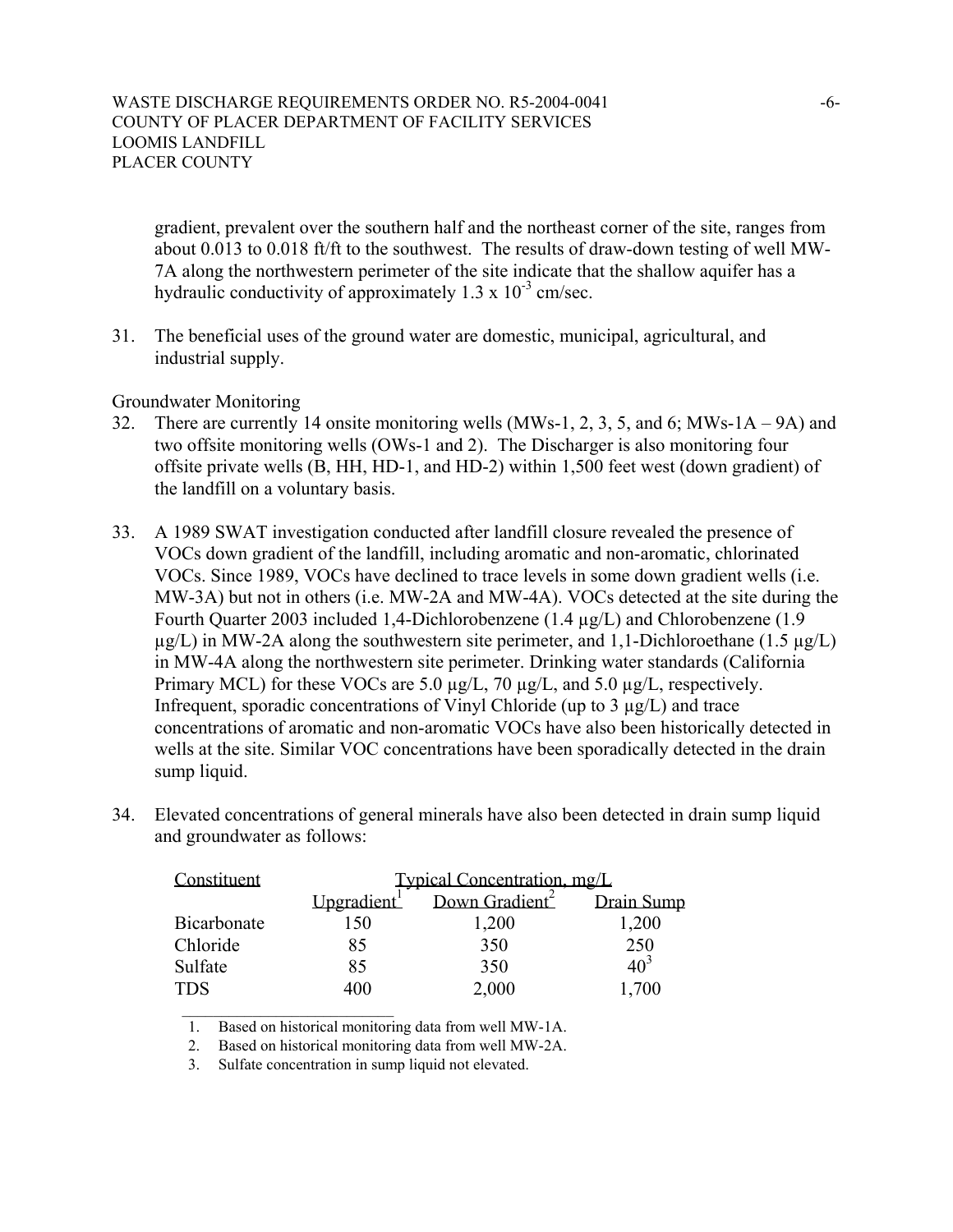gradient, prevalent over the southern half and the northeast corner of the site, ranges from about 0.013 to 0.018 ft/ft to the southwest. The results of draw-down testing of well MW-7A along the northwestern perimeter of the site indicate that the shallow aquifer has a hydraulic conductivity of approximately $1.3 \times 10^{-3}$ cm/sec.

31. The beneficial uses of the ground water are domestic, municipal, agricultural, and industrial supply.

Groundwater Monitoring

32. There are currently 14 onsite monitoring wells (MWs-1, 2, 3, 5, and 6; MWs-1A – 9A) and two offsite monitoring wells (OWs-1 and 2). The Discharger is also monitoring four offsite private wells (B, HH, HD-1, and HD-2) within 1,500 feet west (down gradient) of the landfill on a voluntary basis.

33. A 1989 SWAT investigation conducted after landfill closure revealed the presence of VOCs down gradient of the landfill, including aromatic and non-aromatic, chlorinated VOCs. Since 1989, VOCs have declined to trace levels in some down gradient wells (i.e. MW-3A) but not in others (i.e. MW-2A and MW-4A). VOCs detected at the site during the Fourth Quarter 2003 included 1,4-Dichlorobenzene (1.4 µg/L) and Chlorobenzene (1.9 µg/L) in MW-2A along the southwestern site perimeter, and 1,1-Dichloroethane (1.5 µg/L) in MW-4A along the northwestern site perimeter. Drinking water standards (California Primary MCL) for these VOCs are 5.0 µg/L, 70 µg/L, and 5.0 µg/L, respectively. Infrequent, sporadic concentrations of Vinyl Chloride (up to 3 µg/L) and trace concentrations of aromatic and non-aromatic VOCs have also been historically detected in wells at the site. Similar VOC concentrations have been sporadically detected in the drain sump liquid.

34. Elevated concentrations of general minerals have also been detected in drain sump liquid and groundwater as follows:

| Constituent | Typical Concentration, mg/L | | |
|---|---|---|---|
| | Upgradient[1] | Down Gradient[2] | Drain Sump |
| Bicarbonate | 150 | 1,200 | 1,200 |
| Chloride | 85 | 350 | 250 |
| Sulfate | 85 | 350 | 40[3] |
| TDS | 400 | 2,000 | 1,700 |

1. Based on historical monitoring data from well MW-1A.
2. Based on historical monitoring data from well MW-2A.
3. Sulfate concentration in sump liquid not elevated.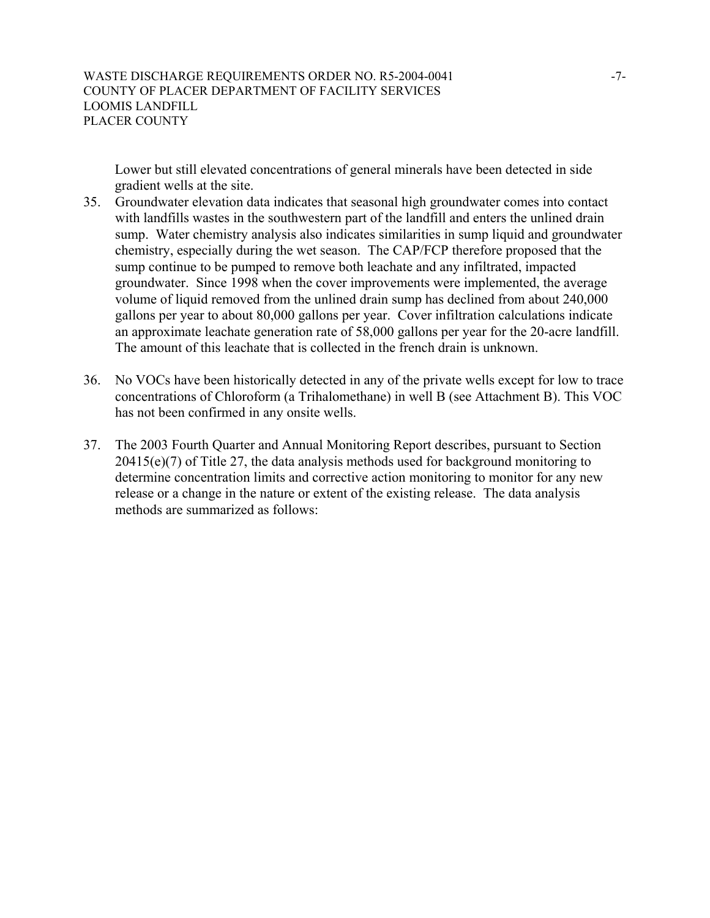Lower but still elevated concentrations of general minerals have been detected in side gradient wells at the site.

35. Groundwater elevation data indicates that seasonal high groundwater comes into contact with landfills wastes in the southwestern part of the landfill and enters the unlined drain sump. Water chemistry analysis also indicates similarities in sump liquid and groundwater chemistry, especially during the wet season. The CAP/FCP therefore proposed that the sump continue to be pumped to remove both leachate and any infiltrated, impacted groundwater. Since 1998 when the cover improvements were implemented, the average volume of liquid removed from the unlined drain sump has declined from about 240,000 gallons per year to about 80,000 gallons per year. Cover infiltration calculations indicate an approximate leachate generation rate of 58,000 gallons per year for the 20-acre landfill. The amount of this leachate that is collected in the french drain is unknown.

36. No VOCs have been historically detected in any of the private wells except for low to trace concentrations of Chloroform (a Trihalomethane) in well B (see Attachment B). This VOC has not been confirmed in any onsite wells.

37. The 2003 Fourth Quarter and Annual Monitoring Report describes, pursuant to Section 20415(e)(7) of Title 27, the data analysis methods used for background monitoring to determine concentration limits and corrective action monitoring to monitor for any new release or a change in the nature or extent of the existing release. The data analysis methods are summarized as follows: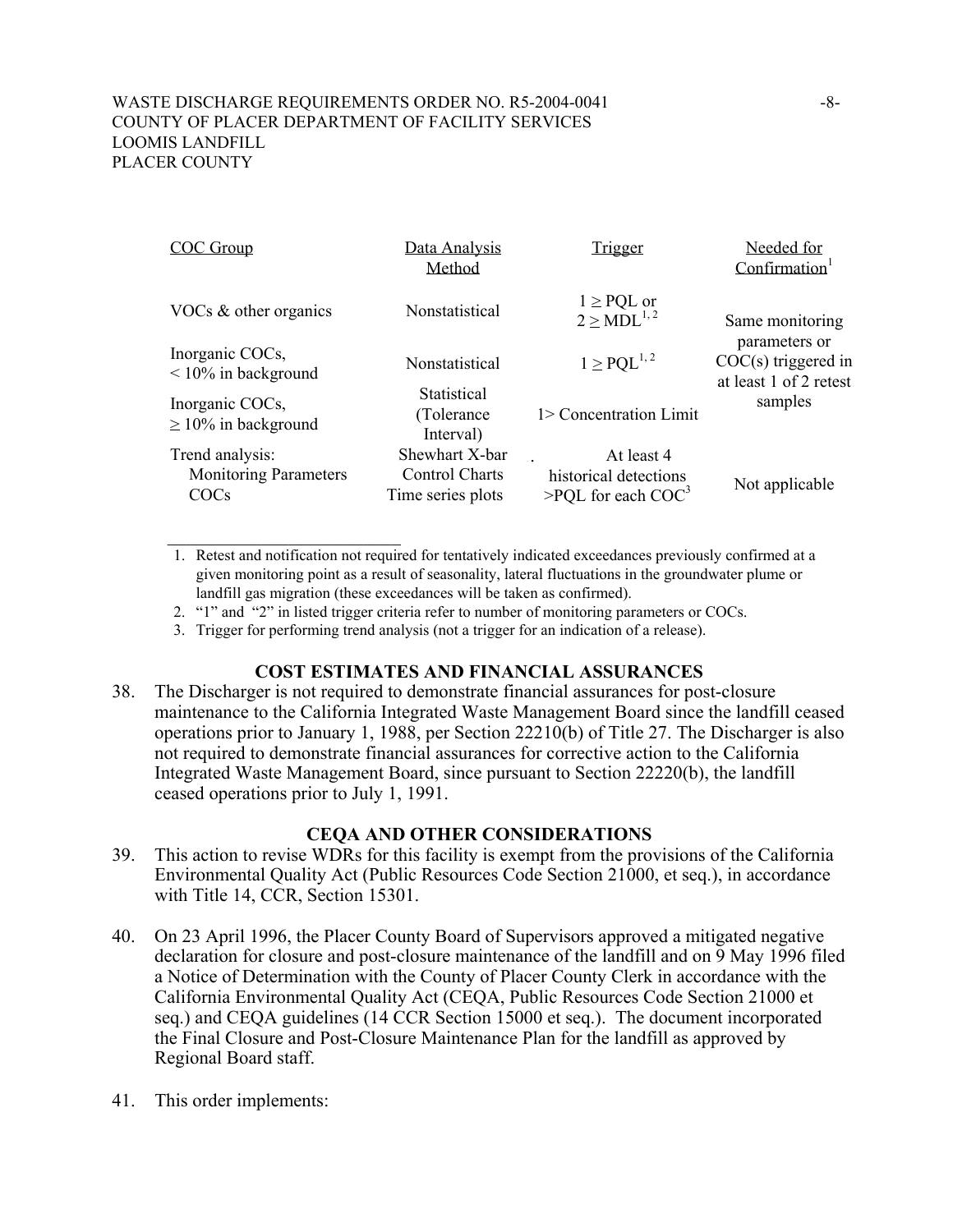| COC Group | Data Analysis Method | Trigger | Needed for Confirmation[1] |
|---|---|---|---|
| VOCs & other organics | Nonstatistical | $1 \geq$ PQL or $2 \geq$ MDL[1, 2] | Same monitoring parameters or COC(s) triggered in at least 1 of 2 retest samples |
| Inorganic COCs, < 10% in background | Nonstatistical | $1 \geq$ PQL[1, 2] | |
| Inorganic COCs, $\geq$ 10% in background | Statistical (Tolerance Interval) | 1> Concentration Limit | |
| Trend analysis: Monitoring Parameters COCs | Shewhart X-bar Control Charts Time series plots | At least 4 historical detections >PQL for each COC[3] | Not applicable |

1. Retest and notification not required for tentatively indicated exceedances previously confirmed at a given monitoring point as a result of seasonality, lateral fluctuations in the groundwater plume or landfill gas migration (these exceedances will be taken as confirmed).
2. "1" and "2" in listed trigger criteria refer to number of monitoring parameters or COCs.
3. Trigger for performing trend analysis (not a trigger for an indication of a release).

## COST ESTIMATES AND FINANCIAL ASSURANCES

38. The Discharger is not required to demonstrate financial assurances for post-closure maintenance to the California Integrated Waste Management Board since the landfill ceased operations prior to January 1, 1988, per Section 22210(b) of Title 27. The Discharger is also not required to demonstrate financial assurances for corrective action to the California Integrated Waste Management Board, since pursuant to Section 22220(b), the landfill ceased operations prior to July 1, 1991.

## CEQA AND OTHER CONSIDERATIONS

39. This action to revise WDRs for this facility is exempt from the provisions of the California Environmental Quality Act (Public Resources Code Section 21000, et seq.), in accordance with Title 14, CCR, Section 15301.

40. On 23 April 1996, the Placer County Board of Supervisors approved a mitigated negative declaration for closure and post-closure maintenance of the landfill and on 9 May 1996 filed a Notice of Determination with the County of Placer County Clerk in accordance with the California Environmental Quality Act (CEQA, Public Resources Code Section 21000 et seq.) and CEQA guidelines (14 CCR Section 15000 et seq.). The document incorporated the Final Closure and Post-Closure Maintenance Plan for the landfill as approved by Regional Board staff.

41. This order implements: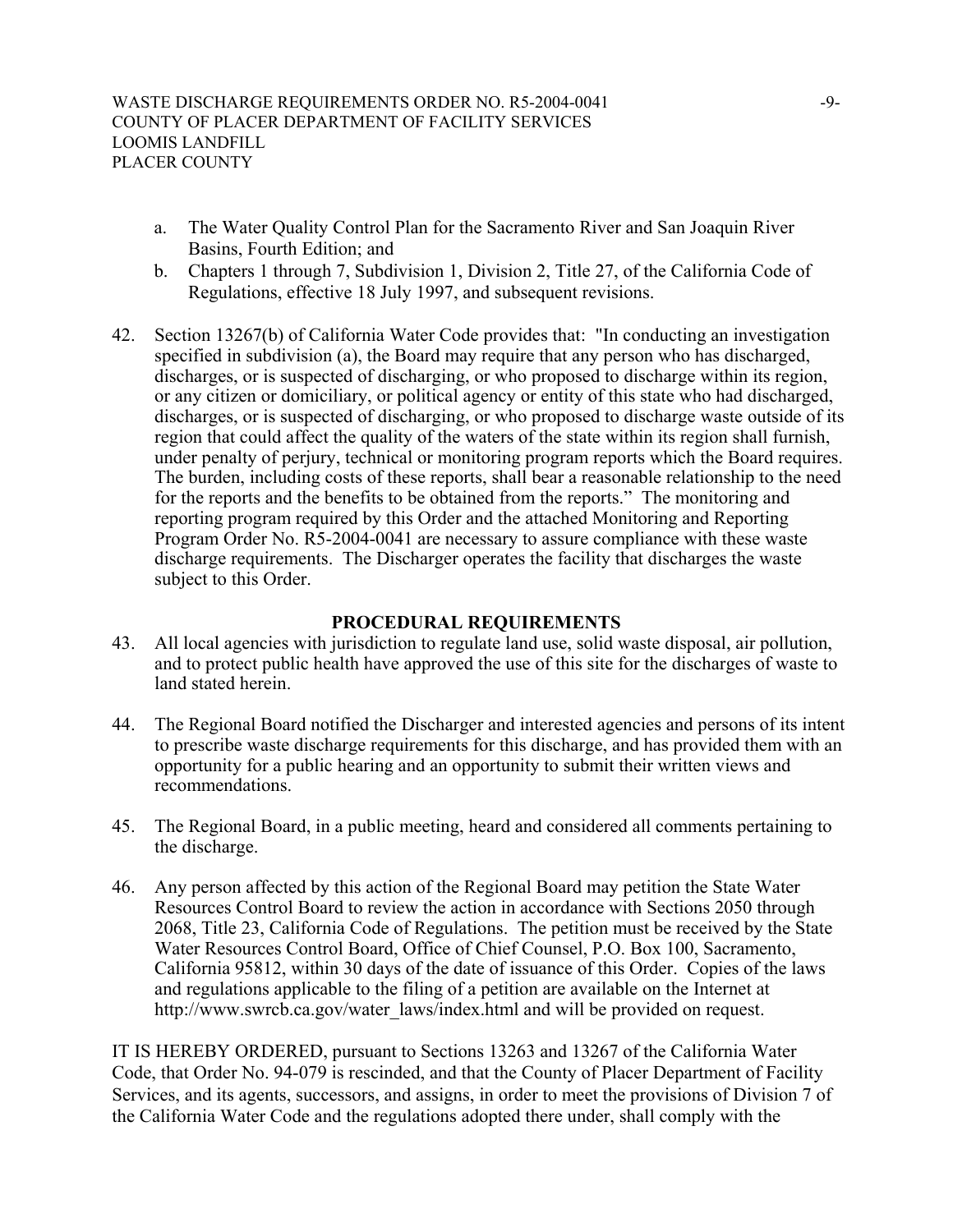a. The Water Quality Control Plan for the Sacramento River and San Joaquin River Basins, Fourth Edition; and
b. Chapters 1 through 7, Subdivision 1, Division 2, Title 27, of the California Code of Regulations, effective 18 July 1997, and subsequent revisions.

42. Section 13267(b) of California Water Code provides that: "In conducting an investigation specified in subdivision (a), the Board may require that any person who has discharged, discharges, or is suspected of discharging, or who proposed to discharge within its region, or any citizen or domiciliary, or political agency or entity of this state who had discharged, discharges, or is suspected of discharging, or who proposed to discharge waste outside of its region that could affect the quality of the waters of the state within its region shall furnish, under penalty of perjury, technical or monitoring program reports which the Board requires. The burden, including costs of these reports, shall bear a reasonable relationship to the need for the reports and the benefits to be obtained from the reports." The monitoring and reporting program required by this Order and the attached Monitoring and Reporting Program Order No. R5-2004-0041 are necessary to assure compliance with these waste discharge requirements. The Discharger operates the facility that discharges the waste subject to this Order.

## PROCEDURAL REQUIREMENTS

43. All local agencies with jurisdiction to regulate land use, solid waste disposal, air pollution, and to protect public health have approved the use of this site for the discharges of waste to land stated herein.

44. The Regional Board notified the Discharger and interested agencies and persons of its intent to prescribe waste discharge requirements for this discharge, and has provided them with an opportunity for a public hearing and an opportunity to submit their written views and recommendations.

45. The Regional Board, in a public meeting, heard and considered all comments pertaining to the discharge.

46. Any person affected by this action of the Regional Board may petition the State Water Resources Control Board to review the action in accordance with Sections 2050 through 2068, Title 23, California Code of Regulations. The petition must be received by the State Water Resources Control Board, Office of Chief Counsel, P.O. Box 100, Sacramento, California 95812, within 30 days of the date of issuance of this Order. Copies of the laws and regulations applicable to the filing of a petition are available on the Internet at http://www.swrcb.ca.gov/water_laws/index.html and will be provided on request.

IT IS HEREBY ORDERED, pursuant to Sections 13263 and 13267 of the California Water Code, that Order No. 94-079 is rescinded, and that the County of Placer Department of Facility Services, and its agents, successors, and assigns, in order to meet the provisions of Division 7 of the California Water Code and the regulations adopted there under, shall comply with the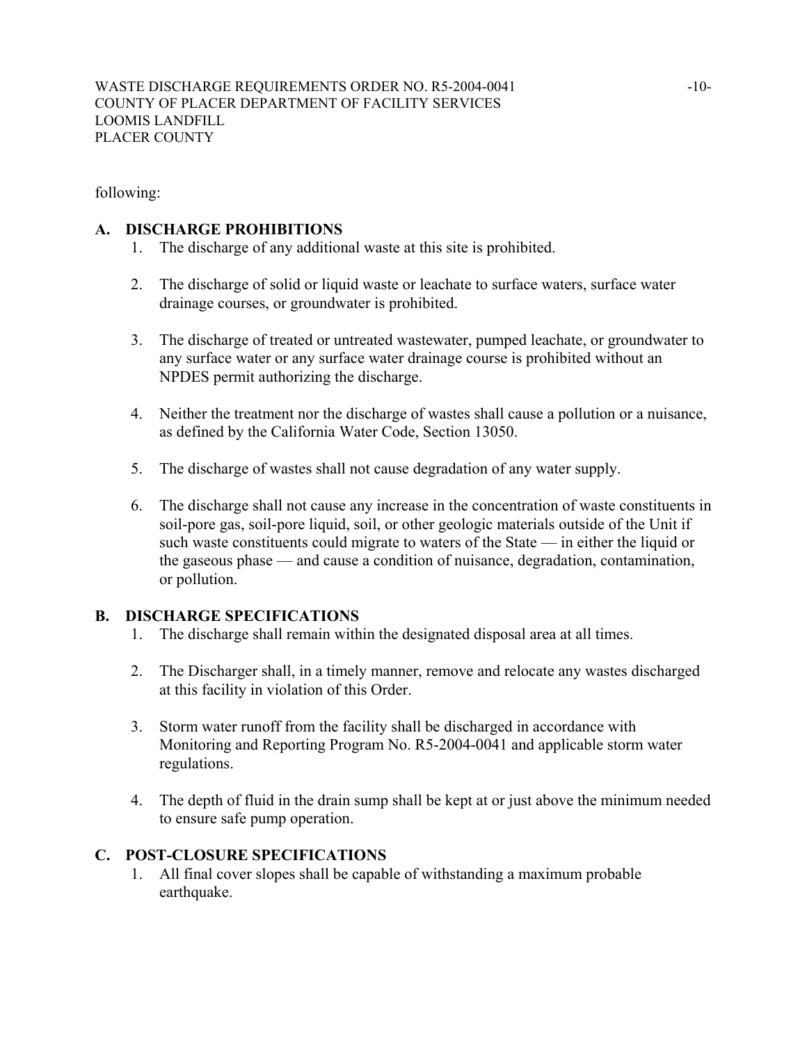following:

## A. DISCHARGE PROHIBITIONS

1. The discharge of any additional waste at this site is prohibited.

2. The discharge of solid or liquid waste or leachate to surface waters, surface water drainage courses, or groundwater is prohibited.

3. The discharge of treated or untreated wastewater, pumped leachate, or groundwater to any surface water or any surface water drainage course is prohibited without an NPDES permit authorizing the discharge.

4. Neither the treatment nor the discharge of wastes shall cause a pollution or a nuisance, as defined by the California Water Code, Section 13050.

5. The discharge of wastes shall not cause degradation of any water supply.

6. The discharge shall not cause any increase in the concentration of waste constituents in soil-pore gas, soil-pore liquid, soil, or other geologic materials outside of the Unit if such waste constituents could migrate to waters of the State — in either the liquid or the gaseous phase — and cause a condition of nuisance, degradation, contamination, or pollution.

## B. DISCHARGE SPECIFICATIONS

1. The discharge shall remain within the designated disposal area at all times.

2. The Discharger shall, in a timely manner, remove and relocate any wastes discharged at this facility in violation of this Order.

3. Storm water runoff from the facility shall be discharged in accordance with Monitoring and Reporting Program No. R5-2004-0041 and applicable storm water regulations.

4. The depth of fluid in the drain sump shall be kept at or just above the minimum needed to ensure safe pump operation.

## C. POST-CLOSURE SPECIFICATIONS

1. All final cover slopes shall be capable of withstanding a maximum probable earthquake.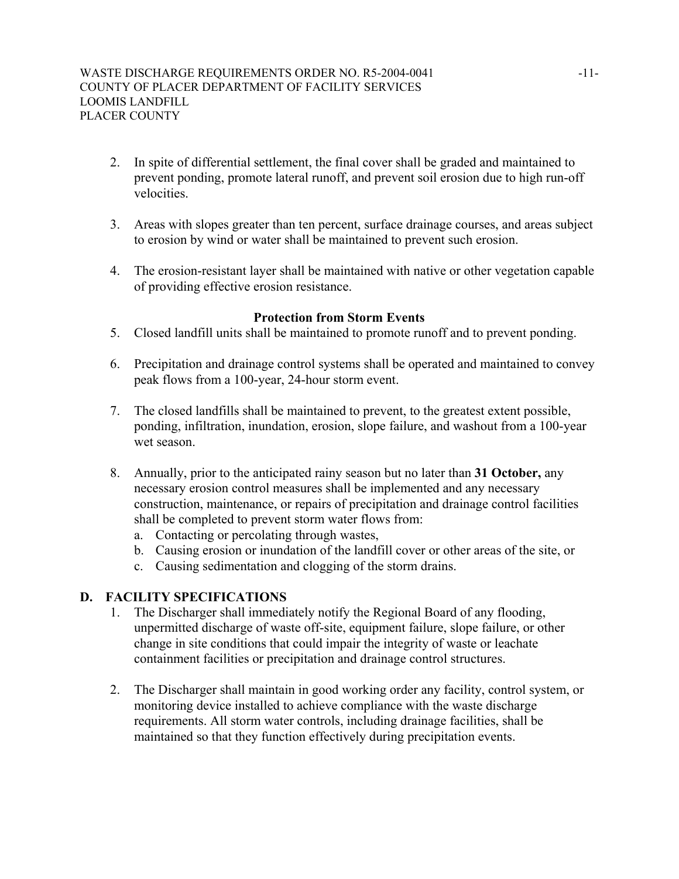2. In spite of differential settlement, the final cover shall be graded and maintained to prevent ponding, promote lateral runoff, and prevent soil erosion due to high run-off velocities.

3. Areas with slopes greater than ten percent, surface drainage courses, and areas subject to erosion by wind or water shall be maintained to prevent such erosion.

4. The erosion-resistant layer shall be maintained with native or other vegetation capable of providing effective erosion resistance.

**Protection from Storm Events**

5. Closed landfill units shall be maintained to promote runoff and to prevent ponding.

6. Precipitation and drainage control systems shall be operated and maintained to convey peak flows from a 100-year, 24-hour storm event.

7. The closed landfills shall be maintained to prevent, to the greatest extent possible, ponding, infiltration, inundation, erosion, slope failure, and washout from a 100-year wet season.

8. Annually, prior to the anticipated rainy season but no later than **31 October,** any necessary erosion control measures shall be implemented and any necessary construction, maintenance, or repairs of precipitation and drainage control facilities shall be completed to prevent storm water flows from:
   a. Contacting or percolating through wastes,
   b. Causing erosion or inundation of the landfill cover or other areas of the site, or
   c. Causing sedimentation and clogging of the storm drains.

## D. FACILITY SPECIFICATIONS

1. The Discharger shall immediately notify the Regional Board of any flooding, unpermitted discharge of waste off-site, equipment failure, slope failure, or other change in site conditions that could impair the integrity of waste or leachate containment facilities or precipitation and drainage control structures.

2. The Discharger shall maintain in good working order any facility, control system, or monitoring device installed to achieve compliance with the waste discharge requirements. All storm water controls, including drainage facilities, shall be maintained so that they function effectively during precipitation events.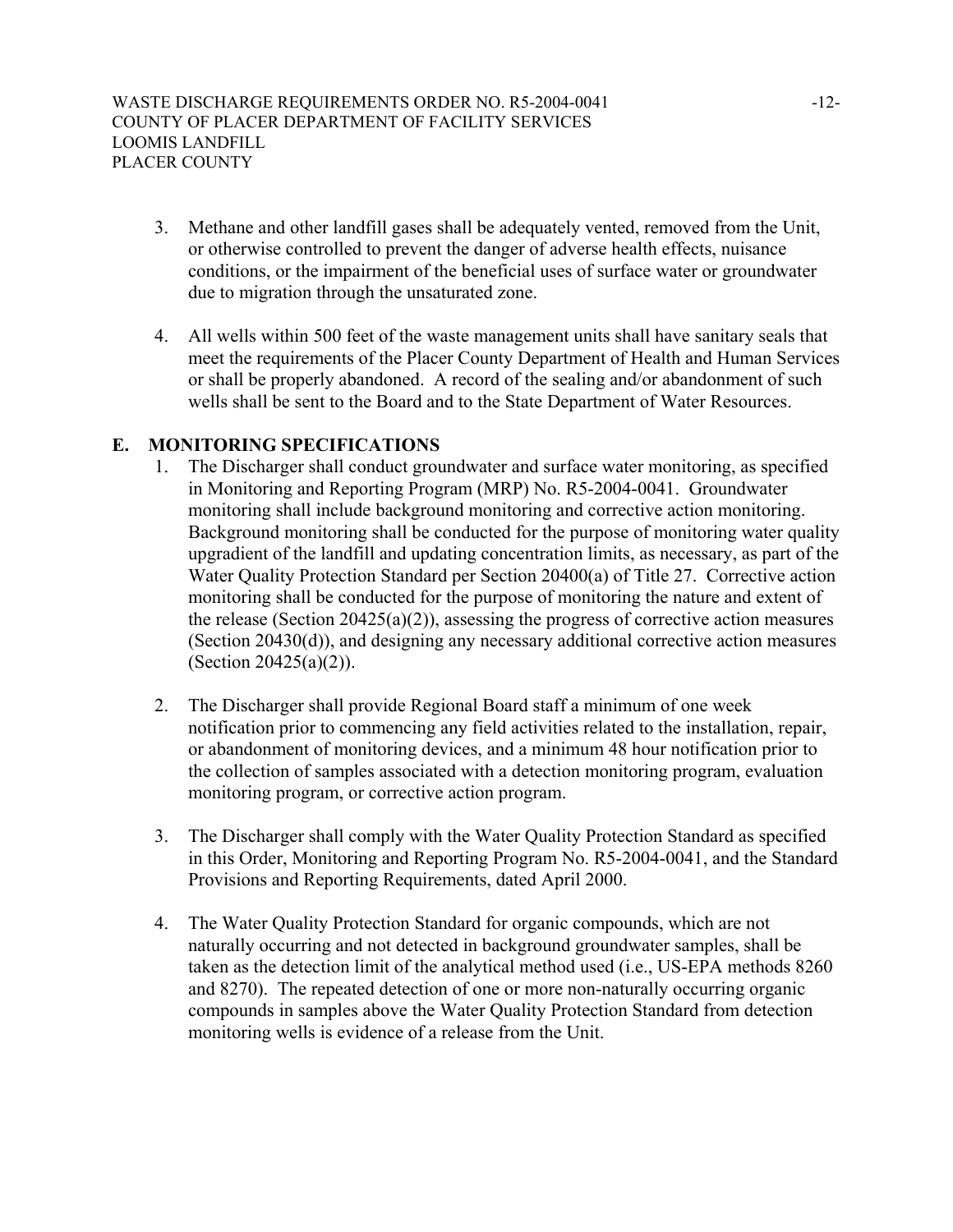3. Methane and other landfill gases shall be adequately vented, removed from the Unit, or otherwise controlled to prevent the danger of adverse health effects, nuisance conditions, or the impairment of the beneficial uses of surface water or groundwater due to migration through the unsaturated zone.

4. All wells within 500 feet of the waste management units shall have sanitary seals that meet the requirements of the Placer County Department of Health and Human Services or shall be properly abandoned. A record of the sealing and/or abandonment of such wells shall be sent to the Board and to the State Department of Water Resources.

## E. MONITORING SPECIFICATIONS

1. The Discharger shall conduct groundwater and surface water monitoring, as specified in Monitoring and Reporting Program (MRP) No. R5-2004-0041. Groundwater monitoring shall include background monitoring and corrective action monitoring. Background monitoring shall be conducted for the purpose of monitoring water quality upgradient of the landfill and updating concentration limits, as necessary, as part of the Water Quality Protection Standard per Section 20400(a) of Title 27. Corrective action monitoring shall be conducted for the purpose of monitoring the nature and extent of the release (Section 20425(a)(2)), assessing the progress of corrective action measures (Section 20430(d)), and designing any necessary additional corrective action measures (Section 20425(a)(2)).

2. The Discharger shall provide Regional Board staff a minimum of one week notification prior to commencing any field activities related to the installation, repair, or abandonment of monitoring devices, and a minimum 48 hour notification prior to the collection of samples associated with a detection monitoring program, evaluation monitoring program, or corrective action program.

3. The Discharger shall comply with the Water Quality Protection Standard as specified in this Order, Monitoring and Reporting Program No. R5-2004-0041, and the Standard Provisions and Reporting Requirements, dated April 2000.

4. The Water Quality Protection Standard for organic compounds, which are not naturally occurring and not detected in background groundwater samples, shall be taken as the detection limit of the analytical method used (i.e., US-EPA methods 8260 and 8270). The repeated detection of one or more non-naturally occurring organic compounds in samples above the Water Quality Protection Standard from detection monitoring wells is evidence of a release from the Unit.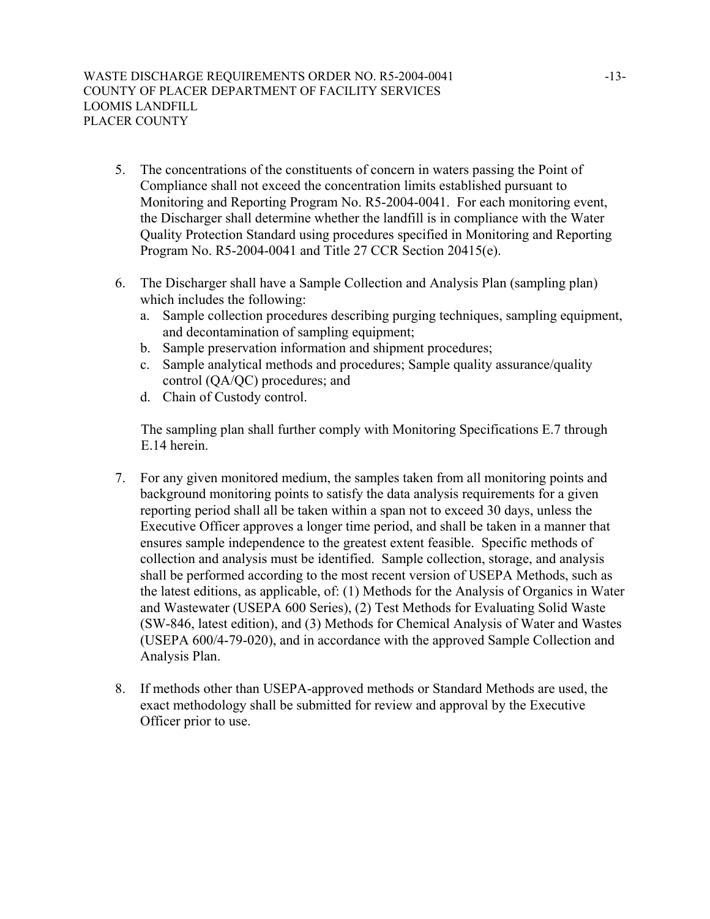5. The concentrations of the constituents of concern in waters passing the Point of Compliance shall not exceed the concentration limits established pursuant to Monitoring and Reporting Program No. R5-2004-0041. For each monitoring event, the Discharger shall determine whether the landfill is in compliance with the Water Quality Protection Standard using procedures specified in Monitoring and Reporting Program No. R5-2004-0041 and Title 27 CCR Section 20415(e).

6. The Discharger shall have a Sample Collection and Analysis Plan (sampling plan) which includes the following:
   a. Sample collection procedures describing purging techniques, sampling equipment, and decontamination of sampling equipment;
   b. Sample preservation information and shipment procedures;
   c. Sample analytical methods and procedures; Sample quality assurance/quality control (QA/QC) procedures; and
   d. Chain of Custody control.

   The sampling plan shall further comply with Monitoring Specifications E.7 through E.14 herein.

7. For any given monitored medium, the samples taken from all monitoring points and background monitoring points to satisfy the data analysis requirements for a given reporting period shall all be taken within a span not to exceed 30 days, unless the Executive Officer approves a longer time period, and shall be taken in a manner that ensures sample independence to the greatest extent feasible. Specific methods of collection and analysis must be identified. Sample collection, storage, and analysis shall be performed according to the most recent version of USEPA Methods, such as the latest editions, as applicable, of: (1) Methods for the Analysis of Organics in Water and Wastewater (USEPA 600 Series), (2) Test Methods for Evaluating Solid Waste (SW-846, latest edition), and (3) Methods for Chemical Analysis of Water and Wastes (USEPA 600/4-79-020), and in accordance with the approved Sample Collection and Analysis Plan.

8. If methods other than USEPA-approved methods or Standard Methods are used, the exact methodology shall be submitted for review and approval by the Executive Officer prior to use.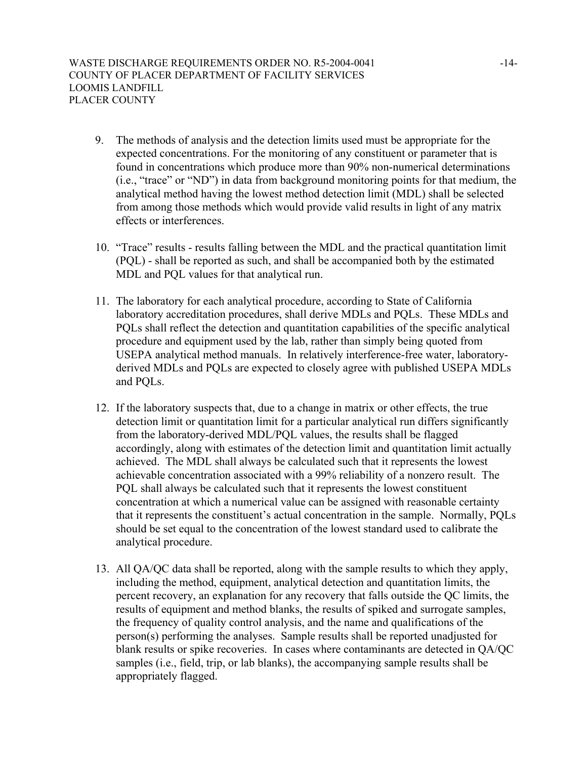9. The methods of analysis and the detection limits used must be appropriate for the expected concentrations. For the monitoring of any constituent or parameter that is found in concentrations which produce more than 90% non-numerical determinations (i.e., "trace" or "ND") in data from background monitoring points for that medium, the analytical method having the lowest method detection limit (MDL) shall be selected from among those methods which would provide valid results in light of any matrix effects or interferences.

10. "Trace" results - results falling between the MDL and the practical quantitation limit (PQL) - shall be reported as such, and shall be accompanied both by the estimated MDL and PQL values for that analytical run.

11. The laboratory for each analytical procedure, according to State of California laboratory accreditation procedures, shall derive MDLs and PQLs. These MDLs and PQLs shall reflect the detection and quantitation capabilities of the specific analytical procedure and equipment used by the lab, rather than simply being quoted from USEPA analytical method manuals. In relatively interference-free water, laboratory-derived MDLs and PQLs are expected to closely agree with published USEPA MDLs and PQLs.

12. If the laboratory suspects that, due to a change in matrix or other effects, the true detection limit or quantitation limit for a particular analytical run differs significantly from the laboratory-derived MDL/PQL values, the results shall be flagged accordingly, along with estimates of the detection limit and quantitation limit actually achieved. The MDL shall always be calculated such that it represents the lowest achievable concentration associated with a 99% reliability of a nonzero result. The PQL shall always be calculated such that it represents the lowest constituent concentration at which a numerical value can be assigned with reasonable certainty that it represents the constituent's actual concentration in the sample. Normally, PQLs should be set equal to the concentration of the lowest standard used to calibrate the analytical procedure.

13. All QA/QC data shall be reported, along with the sample results to which they apply, including the method, equipment, analytical detection and quantitation limits, the percent recovery, an explanation for any recovery that falls outside the QC limits, the results of equipment and method blanks, the results of spiked and surrogate samples, the frequency of quality control analysis, and the name and qualifications of the person(s) performing the analyses. Sample results shall be reported unadjusted for blank results or spike recoveries. In cases where contaminants are detected in QA/QC samples (i.e., field, trip, or lab blanks), the accompanying sample results shall be appropriately flagged.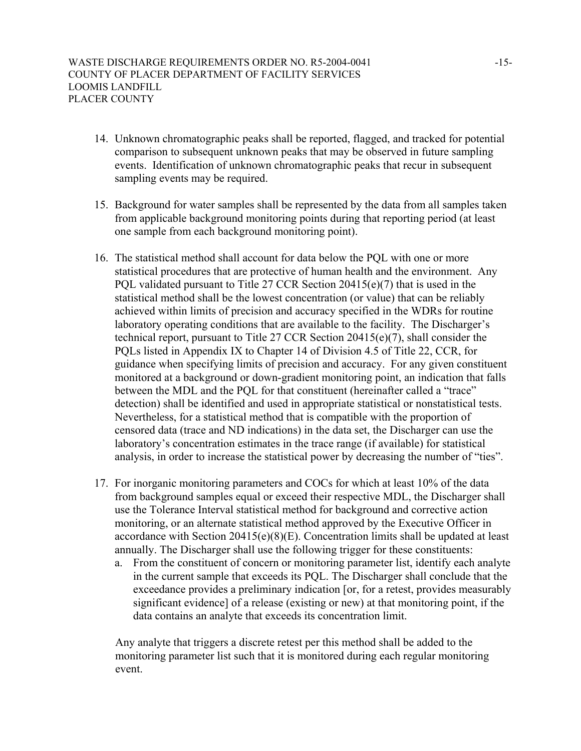14. Unknown chromatographic peaks shall be reported, flagged, and tracked for potential comparison to subsequent unknown peaks that may be observed in future sampling events. Identification of unknown chromatographic peaks that recur in subsequent sampling events may be required.

15. Background for water samples shall be represented by the data from all samples taken from applicable background monitoring points during that reporting period (at least one sample from each background monitoring point).

16. The statistical method shall account for data below the PQL with one or more statistical procedures that are protective of human health and the environment. Any PQL validated pursuant to Title 27 CCR Section 20415(e)(7) that is used in the statistical method shall be the lowest concentration (or value) that can be reliably achieved within limits of precision and accuracy specified in the WDRs for routine laboratory operating conditions that are available to the facility. The Discharger's technical report, pursuant to Title 27 CCR Section 20415(e)(7), shall consider the PQLs listed in Appendix IX to Chapter 14 of Division 4.5 of Title 22, CCR, for guidance when specifying limits of precision and accuracy. For any given constituent monitored at a background or down-gradient monitoring point, an indication that falls between the MDL and the PQL for that constituent (hereinafter called a "trace" detection) shall be identified and used in appropriate statistical or nonstatistical tests. Nevertheless, for a statistical method that is compatible with the proportion of censored data (trace and ND indications) in the data set, the Discharger can use the laboratory's concentration estimates in the trace range (if available) for statistical analysis, in order to increase the statistical power by decreasing the number of "ties".

17. For inorganic monitoring parameters and COCs for which at least 10% of the data from background samples equal or exceed their respective MDL, the Discharger shall use the Tolerance Interval statistical method for background and corrective action monitoring, or an alternate statistical method approved by the Executive Officer in accordance with Section 20415(e)(8)(E). Concentration limits shall be updated at least annually. The Discharger shall use the following trigger for these constituents:
    a. From the constituent of concern or monitoring parameter list, identify each analyte in the current sample that exceeds its PQL. The Discharger shall conclude that the exceedance provides a preliminary indication [or, for a retest, provides measurably significant evidence] of a release (existing or new) at that monitoring point, if the data contains an analyte that exceeds its concentration limit.

    Any analyte that triggers a discrete retest per this method shall be added to the monitoring parameter list such that it is monitored during each regular monitoring event.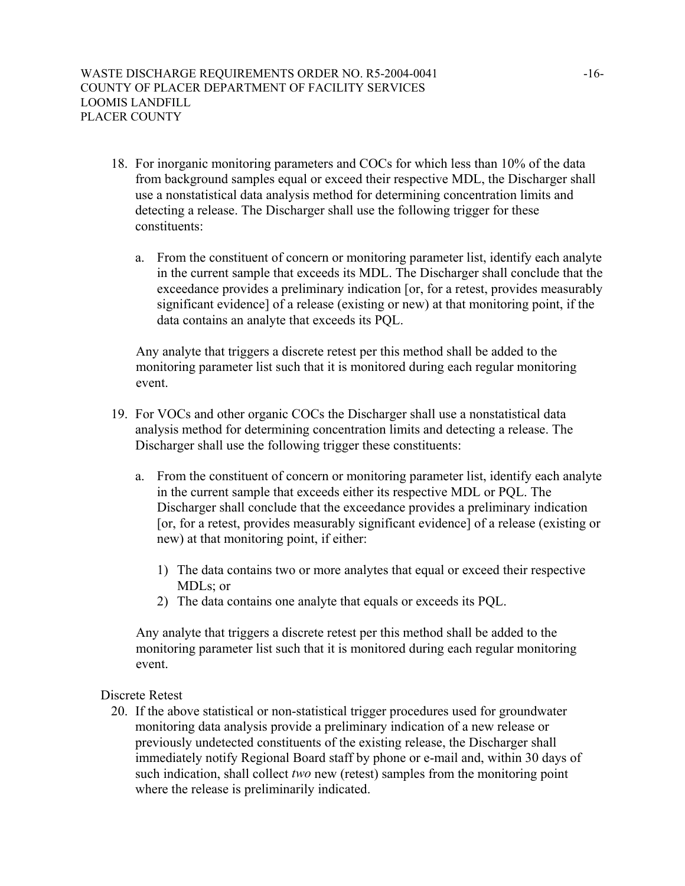18. For inorganic monitoring parameters and COCs for which less than 10% of the data from background samples equal or exceed their respective MDL, the Discharger shall use a nonstatistical data analysis method for determining concentration limits and detecting a release. The Discharger shall use the following trigger for these constituents:

    a. From the constituent of concern or monitoring parameter list, identify each analyte in the current sample that exceeds its MDL. The Discharger shall conclude that the exceedance provides a preliminary indication [or, for a retest, provides measurably significant evidence] of a release (existing or new) at that monitoring point, if the data contains an analyte that exceeds its PQL.

    Any analyte that triggers a discrete retest per this method shall be added to the monitoring parameter list such that it is monitored during each regular monitoring event.

19. For VOCs and other organic COCs the Discharger shall use a nonstatistical data analysis method for determining concentration limits and detecting a release. The Discharger shall use the following trigger these constituents:

    a. From the constituent of concern or monitoring parameter list, identify each analyte in the current sample that exceeds either its respective MDL or PQL. The Discharger shall conclude that the exceedance provides a preliminary indication [or, for a retest, provides measurably significant evidence] of a release (existing or new) at that monitoring point, if either:

        1) The data contains two or more analytes that equal or exceed their respective MDLs; or
        2) The data contains one analyte that equals or exceeds its PQL.

    Any analyte that triggers a discrete retest per this method shall be added to the monitoring parameter list such that it is monitored during each regular monitoring event.

Discrete Retest

20. If the above statistical or non-statistical trigger procedures used for groundwater monitoring data analysis provide a preliminary indication of a new release or previously undetected constituents of the existing release, the Discharger shall immediately notify Regional Board staff by phone or e-mail and, within 30 days of such indication, shall collect *two* new (retest) samples from the monitoring point where the release is preliminarily indicated.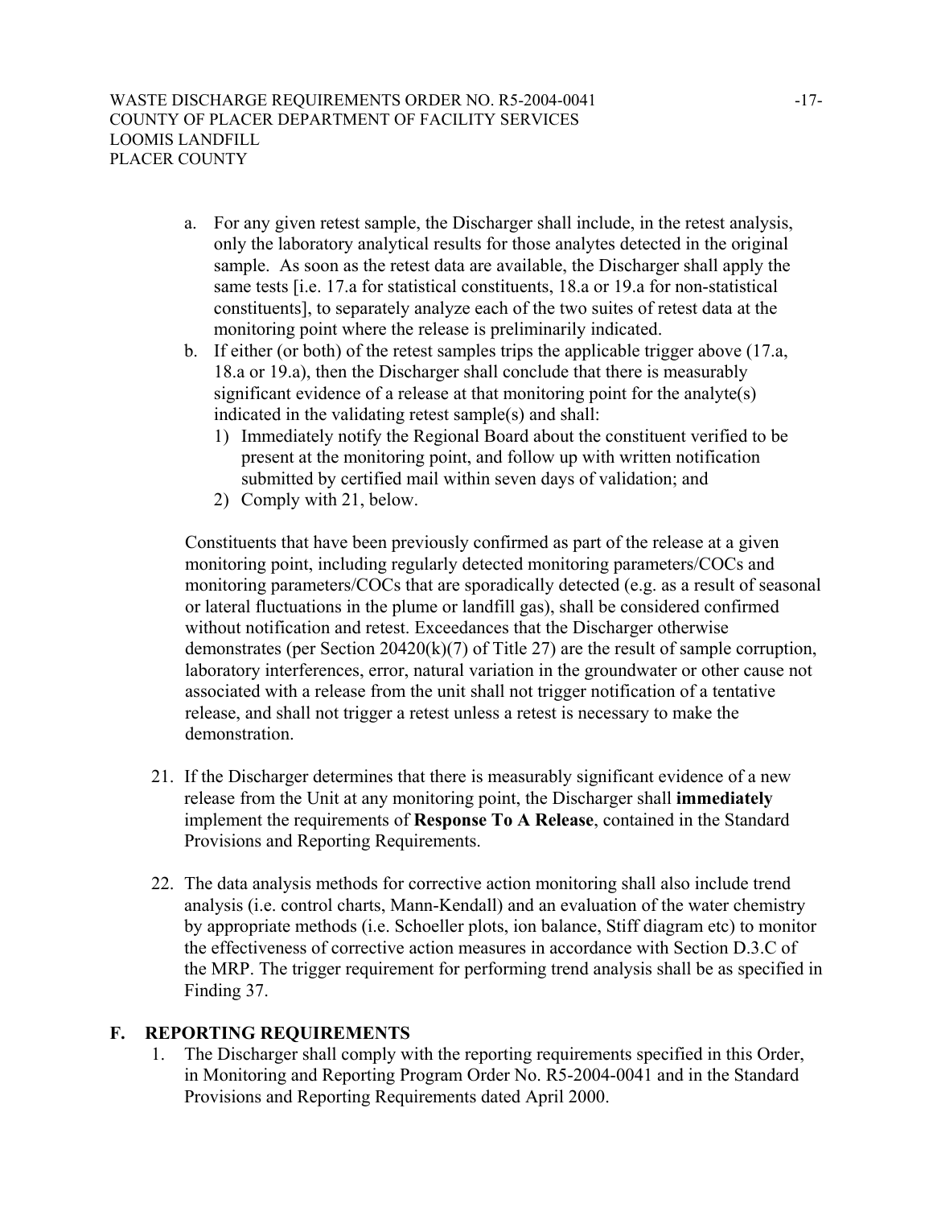a. For any given retest sample, the Discharger shall include, in the retest analysis, only the laboratory analytical results for those analytes detected in the original sample. As soon as the retest data are available, the Discharger shall apply the same tests [i.e. 17.a for statistical constituents, 18.a or 19.a for non-statistical constituents], to separately analyze each of the two suites of retest data at the monitoring point where the release is preliminarily indicated.

b. If either (or both) of the retest samples trips the applicable trigger above (17.a, 18.a or 19.a), then the Discharger shall conclude that there is measurably significant evidence of a release at that monitoring point for the analyte(s) indicated in the validating retest sample(s) and shall:
   1) Immediately notify the Regional Board about the constituent verified to be present at the monitoring point, and follow up with written notification submitted by certified mail within seven days of validation; and
   2) Comply with 21, below.

Constituents that have been previously confirmed as part of the release at a given monitoring point, including regularly detected monitoring parameters/COCs and monitoring parameters/COCs that are sporadically detected (e.g. as a result of seasonal or lateral fluctuations in the plume or landfill gas), shall be considered confirmed without notification and retest. Exceedances that the Discharger otherwise demonstrates (per Section 20420(k)(7) of Title 27) are the result of sample corruption, laboratory interferences, error, natural variation in the groundwater or other cause not associated with a release from the unit shall not trigger notification of a tentative release, and shall not trigger a retest unless a retest is necessary to make the demonstration.

21. If the Discharger determines that there is measurably significant evidence of a new release from the Unit at any monitoring point, the Discharger shall **immediately** implement the requirements of **Response To A Release**, contained in the Standard Provisions and Reporting Requirements.

22. The data analysis methods for corrective action monitoring shall also include trend analysis (i.e. control charts, Mann-Kendall) and an evaluation of the water chemistry by appropriate methods (i.e. Schoeller plots, ion balance, Stiff diagram etc) to monitor the effectiveness of corrective action measures in accordance with Section D.3.C of the MRP. The trigger requirement for performing trend analysis shall be as specified in Finding 37.

## F. REPORTING REQUIREMENTS

1. The Discharger shall comply with the reporting requirements specified in this Order, in Monitoring and Reporting Program Order No. R5-2004-0041 and in the Standard Provisions and Reporting Requirements dated April 2000.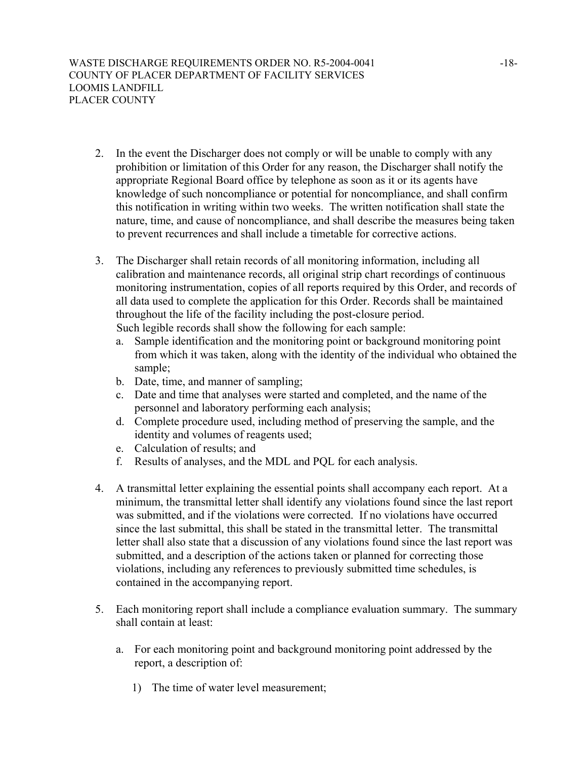2. In the event the Discharger does not comply or will be unable to comply with any prohibition or limitation of this Order for any reason, the Discharger shall notify the appropriate Regional Board office by telephone as soon as it or its agents have knowledge of such noncompliance or potential for noncompliance, and shall confirm this notification in writing within two weeks. The written notification shall state the nature, time, and cause of noncompliance, and shall describe the measures being taken to prevent recurrences and shall include a timetable for corrective actions.

3. The Discharger shall retain records of all monitoring information, including all calibration and maintenance records, all original strip chart recordings of continuous monitoring instrumentation, copies of all reports required by this Order, and records of all data used to complete the application for this Order. Records shall be maintained throughout the life of the facility including the post-closure period. Such legible records shall show the following for each sample:
   a. Sample identification and the monitoring point or background monitoring point from which it was taken, along with the identity of the individual who obtained the sample;
   b. Date, time, and manner of sampling;
   c. Date and time that analyses were started and completed, and the name of the personnel and laboratory performing each analysis;
   d. Complete procedure used, including method of preserving the sample, and the identity and volumes of reagents used;
   e. Calculation of results; and
   f. Results of analyses, and the MDL and PQL for each analysis.

4. A transmittal letter explaining the essential points shall accompany each report. At a minimum, the transmittal letter shall identify any violations found since the last report was submitted, and if the violations were corrected. If no violations have occurred since the last submittal, this shall be stated in the transmittal letter. The transmittal letter shall also state that a discussion of any violations found since the last report was submitted, and a description of the actions taken or planned for correcting those violations, including any references to previously submitted time schedules, is contained in the accompanying report.

5. Each monitoring report shall include a compliance evaluation summary. The summary shall contain at least:

   a. For each monitoring point and background monitoring point addressed by the report, a description of:

      1) The time of water level measurement;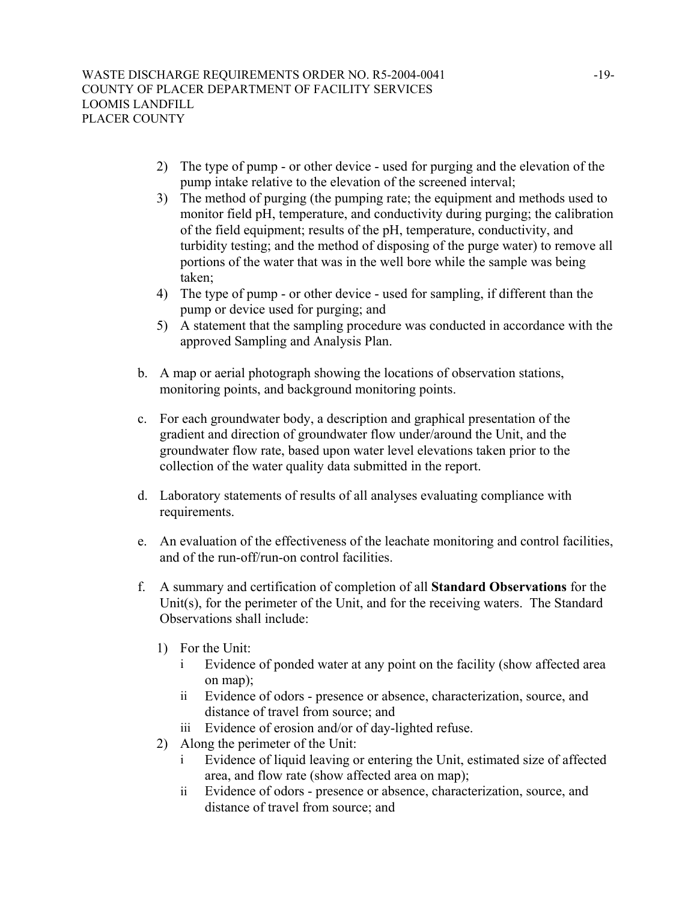2) The type of pump - or other device - used for purging and the elevation of the pump intake relative to the elevation of the screened interval;
3) The method of purging (the pumping rate; the equipment and methods used to monitor field pH, temperature, and conductivity during purging; the calibration of the field equipment; results of the pH, temperature, conductivity, and turbidity testing; and the method of disposing of the purge water) to remove all portions of the water that was in the well bore while the sample was being taken;
4) The type of pump - or other device - used for sampling, if different than the pump or device used for purging; and
5) A statement that the sampling procedure was conducted in accordance with the approved Sampling and Analysis Plan.

b. A map or aerial photograph showing the locations of observation stations, monitoring points, and background monitoring points.

c. For each groundwater body, a description and graphical presentation of the gradient and direction of groundwater flow under/around the Unit, and the groundwater flow rate, based upon water level elevations taken prior to the collection of the water quality data submitted in the report.

d. Laboratory statements of results of all analyses evaluating compliance with requirements.

e. An evaluation of the effectiveness of the leachate monitoring and control facilities, and of the run-off/run-on control facilities.

f. A summary and certification of completion of all **Standard Observations** for the Unit(s), for the perimeter of the Unit, and for the receiving waters. The Standard Observations shall include:

1) For the Unit:
   i Evidence of ponded water at any point on the facility (show affected area on map);
   ii Evidence of odors - presence or absence, characterization, source, and distance of travel from source; and
   iii Evidence of erosion and/or of day-lighted refuse.
2) Along the perimeter of the Unit:
   i Evidence of liquid leaving or entering the Unit, estimated size of affected area, and flow rate (show affected area on map);
   ii Evidence of odors - presence or absence, characterization, source, and distance of travel from source; and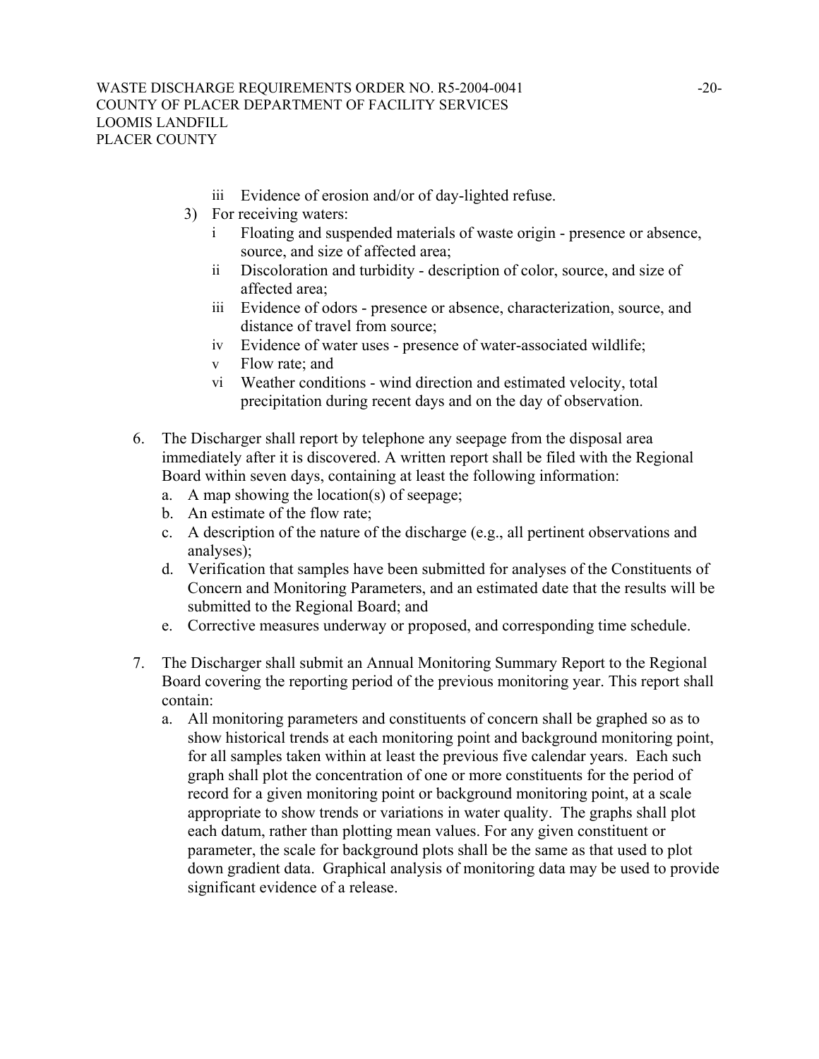iii Evidence of erosion and/or of day-lighted refuse.

3) For receiving waters:

   i Floating and suspended materials of waste origin - presence or absence, source, and size of affected area;

   ii Discoloration and turbidity - description of color, source, and size of affected area;

   iii Evidence of odors - presence or absence, characterization, source, and distance of travel from source;

   iv Evidence of water uses - presence of water-associated wildlife;

   v Flow rate; and

   vi Weather conditions - wind direction and estimated velocity, total precipitation during recent days and on the day of observation.

6. The Discharger shall report by telephone any seepage from the disposal area immediately after it is discovered. A written report shall be filed with the Regional Board within seven days, containing at least the following information:
   a. A map showing the location(s) of seepage;
   b. An estimate of the flow rate;
   c. A description of the nature of the discharge (e.g., all pertinent observations and analyses);
   d. Verification that samples have been submitted for analyses of the Constituents of Concern and Monitoring Parameters, and an estimated date that the results will be submitted to the Regional Board; and
   e. Corrective measures underway or proposed, and corresponding time schedule.

7. The Discharger shall submit an Annual Monitoring Summary Report to the Regional Board covering the reporting period of the previous monitoring year. This report shall contain:
   a. All monitoring parameters and constituents of concern shall be graphed so as to show historical trends at each monitoring point and background monitoring point, for all samples taken within at least the previous five calendar years. Each such graph shall plot the concentration of one or more constituents for the period of record for a given monitoring point or background monitoring point, at a scale appropriate to show trends or variations in water quality. The graphs shall plot each datum, rather than plotting mean values. For any given constituent or parameter, the scale for background plots shall be the same as that used to plot down gradient data. Graphical analysis of monitoring data may be used to provide significant evidence of a release.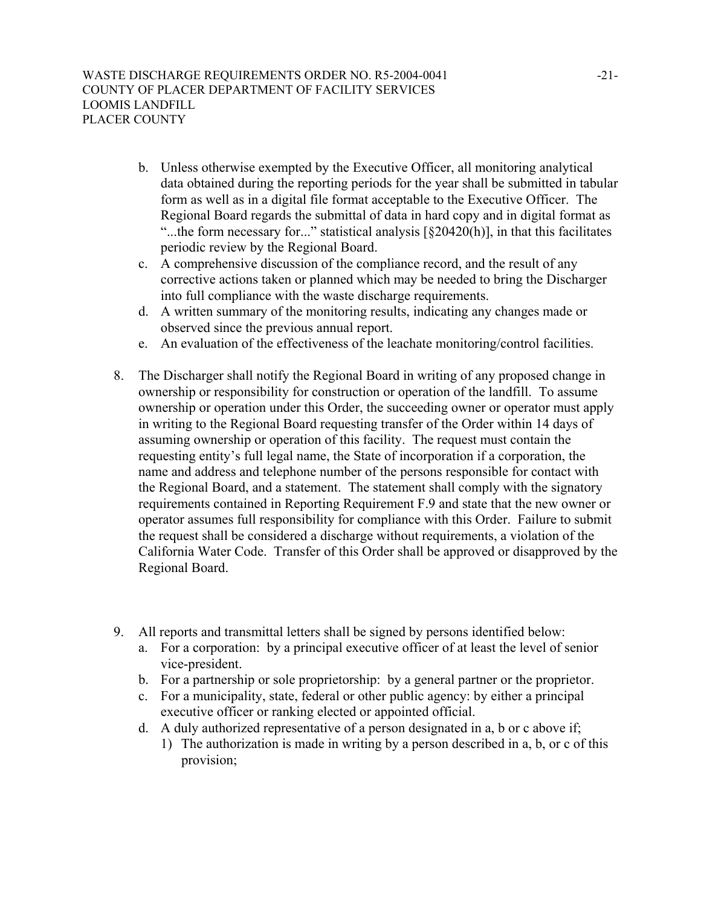b. Unless otherwise exempted by the Executive Officer, all monitoring analytical data obtained during the reporting periods for the year shall be submitted in tabular form as well as in a digital file format acceptable to the Executive Officer. The Regional Board regards the submittal of data in hard copy and in digital format as "...the form necessary for..." statistical analysis [§20420(h)], in that this facilitates periodic review by the Regional Board.

c. A comprehensive discussion of the compliance record, and the result of any corrective actions taken or planned which may be needed to bring the Discharger into full compliance with the waste discharge requirements.

d. A written summary of the monitoring results, indicating any changes made or observed since the previous annual report.

e. An evaluation of the effectiveness of the leachate monitoring/control facilities.

8. The Discharger shall notify the Regional Board in writing of any proposed change in ownership or responsibility for construction or operation of the landfill. To assume ownership or operation under this Order, the succeeding owner or operator must apply in writing to the Regional Board requesting transfer of the Order within 14 days of assuming ownership or operation of this facility. The request must contain the requesting entity's full legal name, the State of incorporation if a corporation, the name and address and telephone number of the persons responsible for contact with the Regional Board, and a statement. The statement shall comply with the signatory requirements contained in Reporting Requirement F.9 and state that the new owner or operator assumes full responsibility for compliance with this Order. Failure to submit the request shall be considered a discharge without requirements, a violation of the California Water Code. Transfer of this Order shall be approved or disapproved by the Regional Board.

9. All reports and transmittal letters shall be signed by persons identified below:
   a. For a corporation: by a principal executive officer of at least the level of senior vice-president.
   b. For a partnership or sole proprietorship: by a general partner or the proprietor.
   c. For a municipality, state, federal or other public agency: by either a principal executive officer or ranking elected or appointed official.
   d. A duly authorized representative of a person designated in a, b or c above if;
      1) The authorization is made in writing by a person described in a, b, or c of this provision;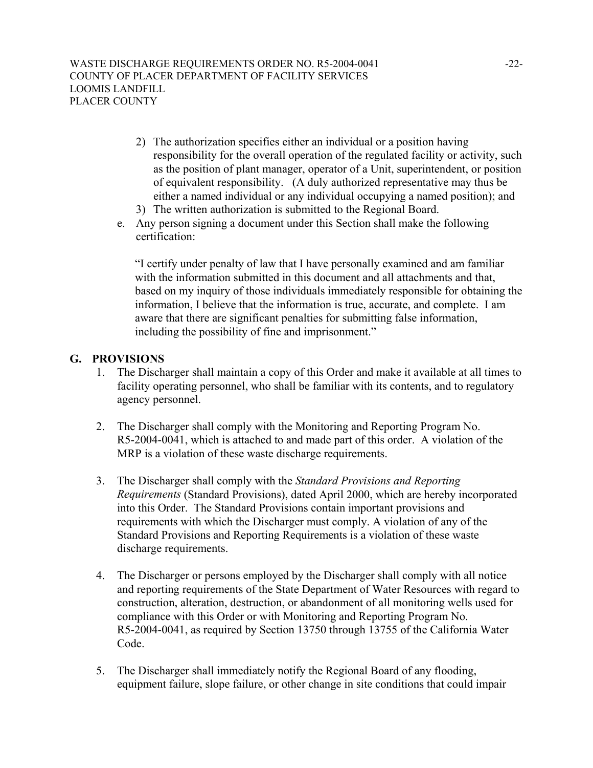2) The authorization specifies either an individual or a position having responsibility for the overall operation of the regulated facility or activity, such as the position of plant manager, operator of a Unit, superintendent, or position of equivalent responsibility. (A duly authorized representative may thus be either a named individual or any individual occupying a named position); and
3) The written authorization is submitted to the Regional Board.

e. Any person signing a document under this Section shall make the following certification:

"I certify under penalty of law that I have personally examined and am familiar with the information submitted in this document and all attachments and that, based on my inquiry of those individuals immediately responsible for obtaining the information, I believe that the information is true, accurate, and complete. I am aware that there are significant penalties for submitting false information, including the possibility of fine and imprisonment."

## G. PROVISIONS

1. The Discharger shall maintain a copy of this Order and make it available at all times to facility operating personnel, who shall be familiar with its contents, and to regulatory agency personnel.

2. The Discharger shall comply with the Monitoring and Reporting Program No. R5-2004-0041, which is attached to and made part of this order. A violation of the MRP is a violation of these waste discharge requirements.

3. The Discharger shall comply with the *Standard Provisions and Reporting Requirements* (Standard Provisions), dated April 2000, which are hereby incorporated into this Order. The Standard Provisions contain important provisions and requirements with which the Discharger must comply. A violation of any of the Standard Provisions and Reporting Requirements is a violation of these waste discharge requirements.

4. The Discharger or persons employed by the Discharger shall comply with all notice and reporting requirements of the State Department of Water Resources with regard to construction, alteration, destruction, or abandonment of all monitoring wells used for compliance with this Order or with Monitoring and Reporting Program No. R5-2004-0041, as required by Section 13750 through 13755 of the California Water Code.

5. The Discharger shall immediately notify the Regional Board of any flooding, equipment failure, slope failure, or other change in site conditions that could impair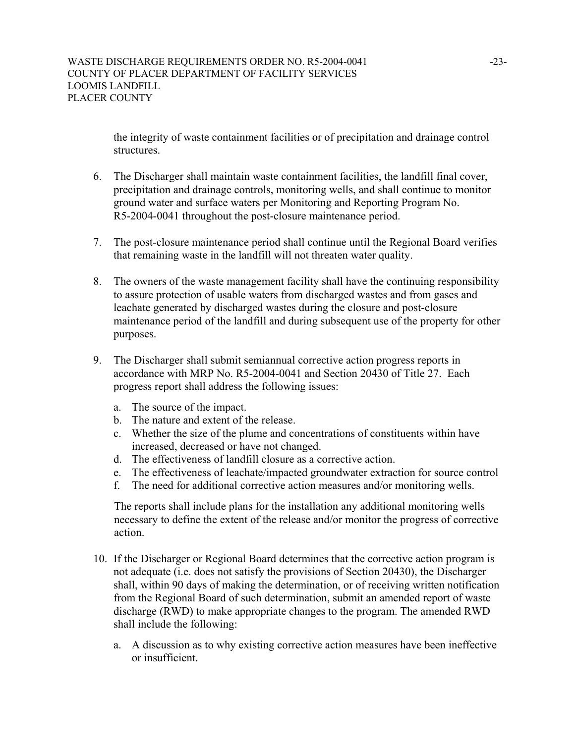the integrity of waste containment facilities or of precipitation and drainage control structures.

6. The Discharger shall maintain waste containment facilities, the landfill final cover, precipitation and drainage controls, monitoring wells, and shall continue to monitor ground water and surface waters per Monitoring and Reporting Program No. R5-2004-0041 throughout the post-closure maintenance period.

7. The post-closure maintenance period shall continue until the Regional Board verifies that remaining waste in the landfill will not threaten water quality.

8. The owners of the waste management facility shall have the continuing responsibility to assure protection of usable waters from discharged wastes and from gases and leachate generated by discharged wastes during the closure and post-closure maintenance period of the landfill and during subsequent use of the property for other purposes.

9. The Discharger shall submit semiannual corrective action progress reports in accordance with MRP No. R5-2004-0041 and Section 20430 of Title 27. Each progress report shall address the following issues:

   a. The source of the impact.
   b. The nature and extent of the release.
   c. Whether the size of the plume and concentrations of constituents within have increased, decreased or have not changed.
   d. The effectiveness of landfill closure as a corrective action.
   e. The effectiveness of leachate/impacted groundwater extraction for source control
   f. The need for additional corrective action measures and/or monitoring wells.

   The reports shall include plans for the installation any additional monitoring wells necessary to define the extent of the release and/or monitor the progress of corrective action.

10. If the Discharger or Regional Board determines that the corrective action program is not adequate (i.e. does not satisfy the provisions of Section 20430), the Discharger shall, within 90 days of making the determination, or of receiving written notification from the Regional Board of such determination, submit an amended report of waste discharge (RWD) to make appropriate changes to the program. The amended RWD shall include the following:

    a. A discussion as to why existing corrective action measures have been ineffective or insufficient.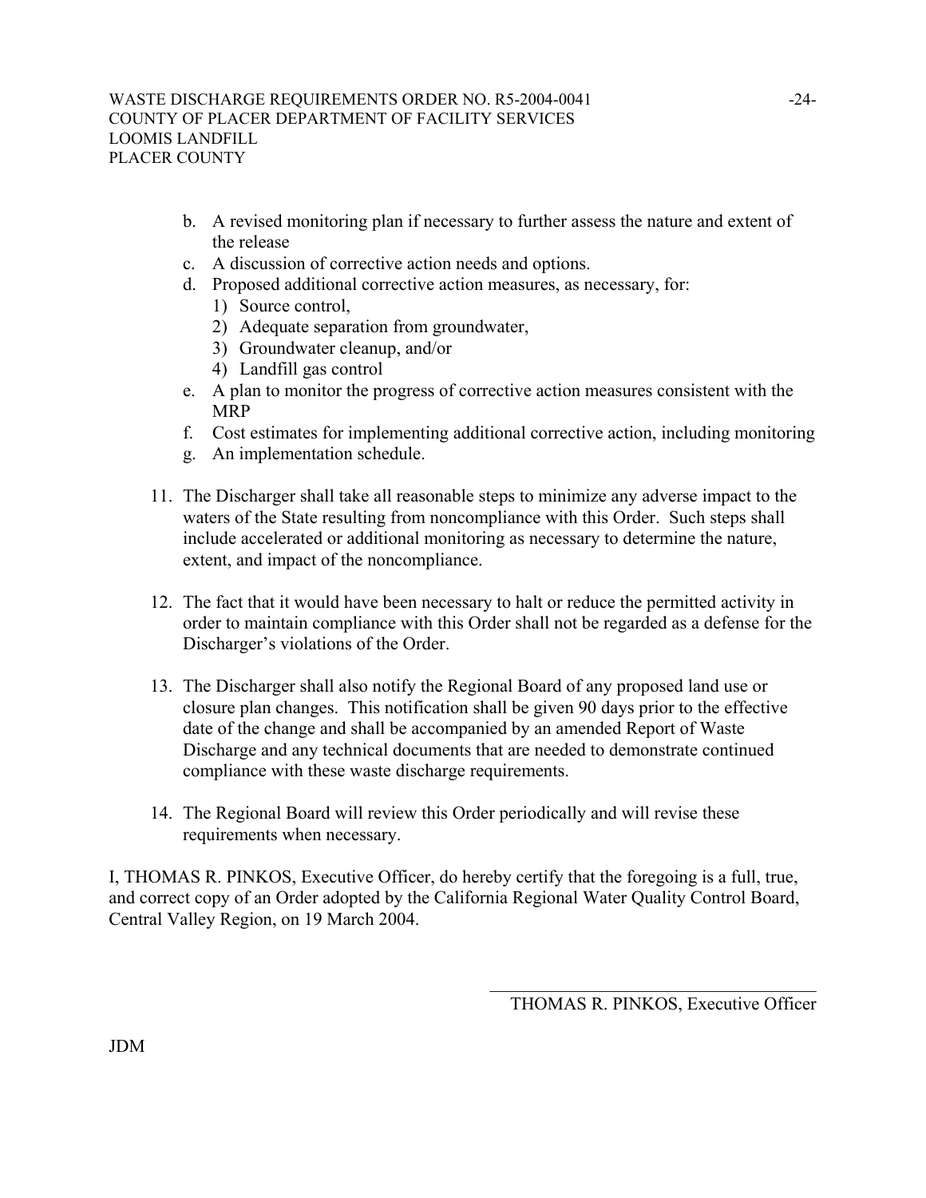b. A revised monitoring plan if necessary to further assess the nature and extent of the release
c. A discussion of corrective action needs and options.
d. Proposed additional corrective action measures, as necessary, for:
    1) Source control,
    2) Adequate separation from groundwater,
    3) Groundwater cleanup, and/or
    4) Landfill gas control
e. A plan to monitor the progress of corrective action measures consistent with the MRP
f. Cost estimates for implementing additional corrective action, including monitoring
g. An implementation schedule.

11. The Discharger shall take all reasonable steps to minimize any adverse impact to the waters of the State resulting from noncompliance with this Order. Such steps shall include accelerated or additional monitoring as necessary to determine the nature, extent, and impact of the noncompliance.

12. The fact that it would have been necessary to halt or reduce the permitted activity in order to maintain compliance with this Order shall not be regarded as a defense for the Discharger's violations of the Order.

13. The Discharger shall also notify the Regional Board of any proposed land use or closure plan changes. This notification shall be given 90 days prior to the effective date of the change and shall be accompanied by an amended Report of Waste Discharge and any technical documents that are needed to demonstrate continued compliance with these waste discharge requirements.

14. The Regional Board will review this Order periodically and will revise these requirements when necessary.

I, THOMAS R. PINKOS, Executive Officer, do hereby certify that the foregoing is a full, true, and correct copy of an Order adopted by the California Regional Water Quality Control Board, Central Valley Region, on 19 March 2004.

\_\_\_\_\_\_\_\_\_\_\_\_\_\_\_\_\_\_\_\_\_\_\_\_\_\_\_\_\_\_\_\_\_\_\_\_

THOMAS R. PINKOS, Executive Officer

JDM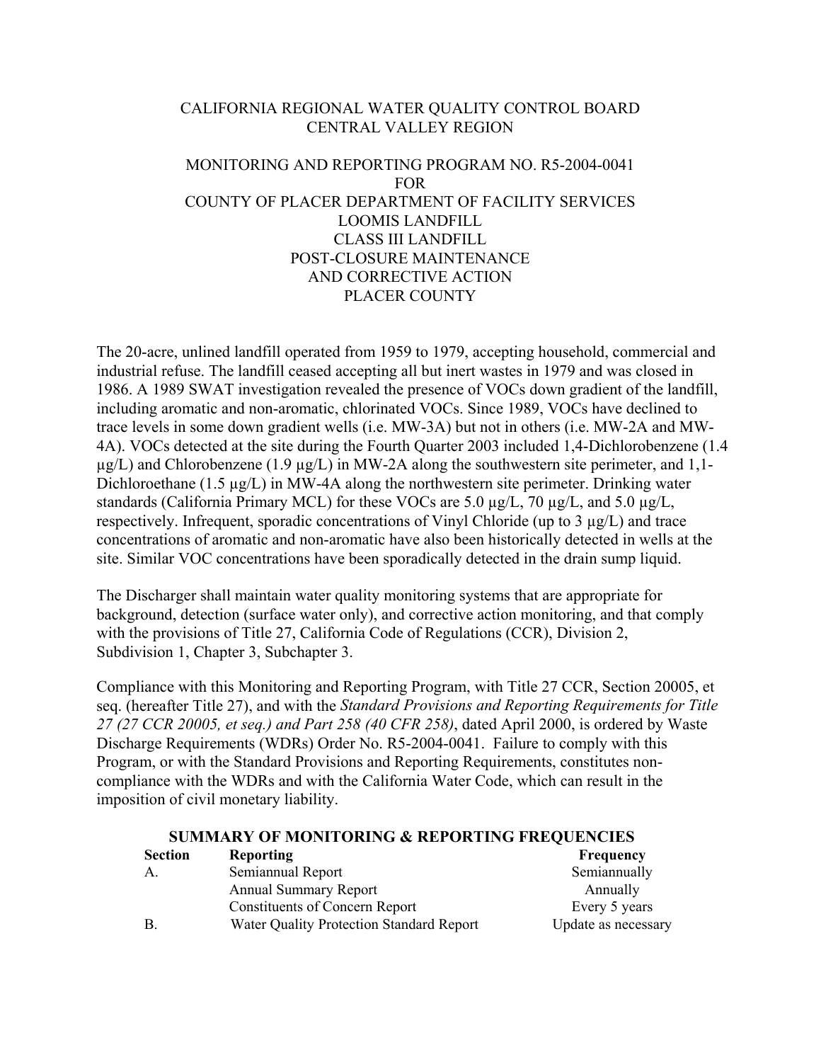CALIFORNIA REGIONAL WATER QUALITY CONTROL BOARD
CENTRAL VALLEY REGION

MONITORING AND REPORTING PROGRAM NO. R5-2004-0041
FOR
COUNTY OF PLACER DEPARTMENT OF FACILITY SERVICES
LOOMIS LANDFILL
CLASS III LANDFILL
POST-CLOSURE MAINTENANCE
AND CORRECTIVE ACTION
PLACER COUNTY

The 20-acre, unlined landfill operated from 1959 to 1979, accepting household, commercial and industrial refuse. The landfill ceased accepting all but inert wastes in 1979 and was closed in 1986. A 1989 SWAT investigation revealed the presence of VOCs down gradient of the landfill, including aromatic and non-aromatic, chlorinated VOCs. Since 1989, VOCs have declined to trace levels in some down gradient wells (i.e. MW-3A) but not in others (i.e. MW-2A and MW-4A). VOCs detected at the site during the Fourth Quarter 2003 included 1,4-Dichlorobenzene (1.4 µg/L) and Chlorobenzene (1.9 µg/L) in MW-2A along the southwestern site perimeter, and 1,1-Dichloroethane (1.5 µg/L) in MW-4A along the northwestern site perimeter. Drinking water standards (California Primary MCL) for these VOCs are 5.0 µg/L, 70 µg/L, and 5.0 µg/L, respectively. Infrequent, sporadic concentrations of Vinyl Chloride (up to 3 µg/L) and trace concentrations of aromatic and non-aromatic have also been historically detected in wells at the site. Similar VOC concentrations have been sporadically detected in the drain sump liquid.

The Discharger shall maintain water quality monitoring systems that are appropriate for background, detection (surface water only), and corrective action monitoring, and that comply with the provisions of Title 27, California Code of Regulations (CCR), Division 2, Subdivision 1, Chapter 3, Subchapter 3.

Compliance with this Monitoring and Reporting Program, with Title 27 CCR, Section 20005, et seq. (hereafter Title 27), and with the *Standard Provisions and Reporting Requirements for Title 27 (27 CCR 20005, et seq.) and Part 258 (40 CFR 258)*, dated April 2000, is ordered by Waste Discharge Requirements (WDRs) Order No. R5-2004-0041. Failure to comply with this Program, or with the Standard Provisions and Reporting Requirements, constitutes non-compliance with the WDRs and with the California Water Code, which can result in the imposition of civil monetary liability.

**SUMMARY OF MONITORING & REPORTING FREQUENCIES**

| Section | Reporting | Frequency |
|---|---|---|
| A. | Semiannual Report | Semiannually |
| | Annual Summary Report | Annually |
| | Constituents of Concern Report | Every 5 years |
| B. | Water Quality Protection Standard Report | Update as necessary |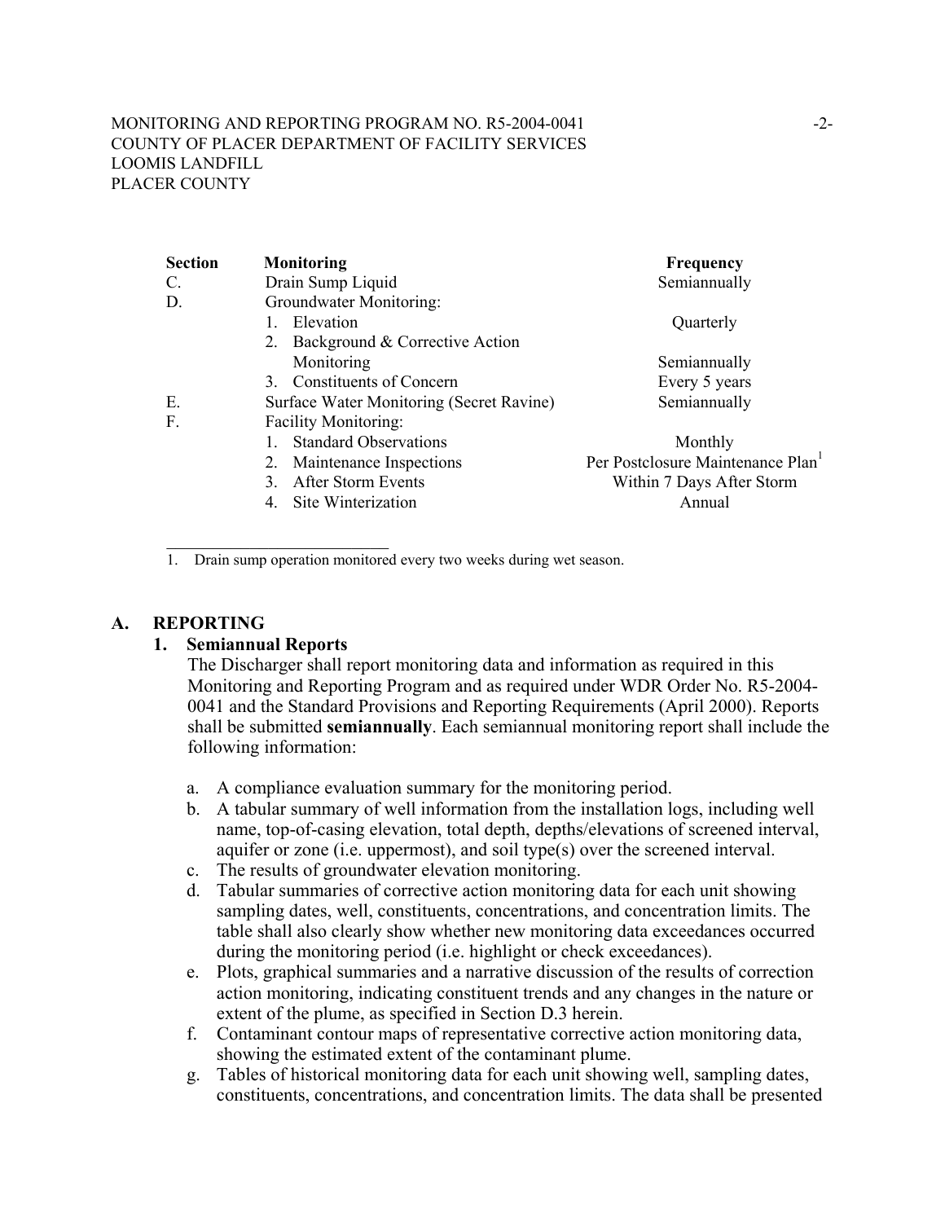| Section | Monitoring | Frequency |
|---|---|---|
| C. | Drain Sump Liquid | Semiannually |
| D. | Groundwater Monitoring: | |
| | 1. Elevation | Quarterly |
| | 2. Background & Corrective Action Monitoring | Semiannually |
| | 3. Constituents of Concern | Every 5 years |
| E. | Surface Water Monitoring (Secret Ravine) | Semiannually |
| F. | Facility Monitoring: | |
| | 1. Standard Observations | Monthly |
| | 2. Maintenance Inspections | Per Postclosure Maintenance Plan[1] |
| | 3. After Storm Events | Within 7 Days After Storm |
| | 4. Site Winterization | Annual |

1. Drain sump operation monitored every two weeks during wet season.

## A. REPORTING

### 1. Semiannual Reports

The Discharger shall report monitoring data and information as required in this Monitoring and Reporting Program and as required under WDR Order No. R5-2004-0041 and the Standard Provisions and Reporting Requirements (April 2000). Reports shall be submitted **semiannually**. Each semiannual monitoring report shall include the following information:

a. A compliance evaluation summary for the monitoring period.

b. A tabular summary of well information from the installation logs, including well name, top-of-casing elevation, total depth, depths/elevations of screened interval, aquifer or zone (i.e. uppermost), and soil type(s) over the screened interval.

c. The results of groundwater elevation monitoring.

d. Tabular summaries of corrective action monitoring data for each unit showing sampling dates, well, constituents, concentrations, and concentration limits. The table shall also clearly show whether new monitoring data exceedances occurred during the monitoring period (i.e. highlight or check exceedances).

e. Plots, graphical summaries and a narrative discussion of the results of correction action monitoring, indicating constituent trends and any changes in the nature or extent of the plume, as specified in Section D.3 herein.

f. Contaminant contour maps of representative corrective action monitoring data, showing the estimated extent of the contaminant plume.

g. Tables of historical monitoring data for each unit showing well, sampling dates, constituents, concentrations, and concentration limits. The data shall be presented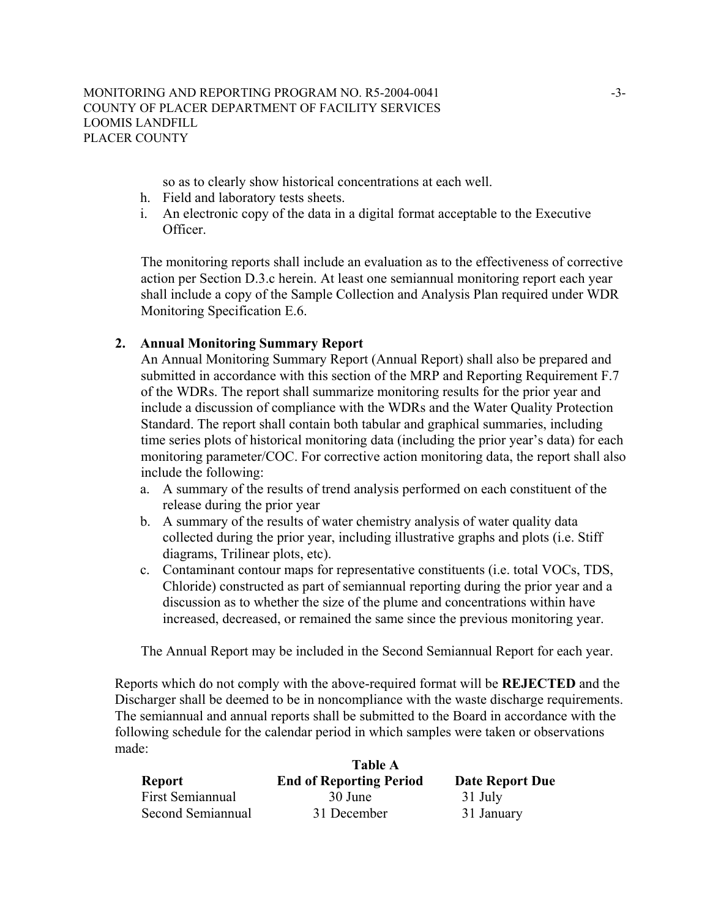so as to clearly show historical concentrations at each well.

h. Field and laboratory tests sheets.
i. An electronic copy of the data in a digital format acceptable to the Executive Officer.

The monitoring reports shall include an evaluation as to the effectiveness of corrective action per Section D.3.c herein. At least one semiannual monitoring report each year shall include a copy of the Sample Collection and Analysis Plan required under WDR Monitoring Specification E.6.

**2. Annual Monitoring Summary Report**

An Annual Monitoring Summary Report (Annual Report) shall also be prepared and submitted in accordance with this section of the MRP and Reporting Requirement F.7 of the WDRs. The report shall summarize monitoring results for the prior year and include a discussion of compliance with the WDRs and the Water Quality Protection Standard. The report shall contain both tabular and graphical summaries, including time series plots of historical monitoring data (including the prior year's data) for each monitoring parameter/COC. For corrective action monitoring data, the report shall also include the following:

a. A summary of the results of trend analysis performed on each constituent of the release during the prior year
b. A summary of the results of water chemistry analysis of water quality data collected during the prior year, including illustrative graphs and plots (i.e. Stiff diagrams, Trilinear plots, etc).
c. Contaminant contour maps for representative constituents (i.e. total VOCs, TDS, Chloride) constructed as part of semiannual reporting during the prior year and a discussion as to whether the size of the plume and concentrations within have increased, decreased, or remained the same since the previous monitoring year.

The Annual Report may be included in the Second Semiannual Report for each year.

Reports which do not comply with the above-required format will be **REJECTED** and the Discharger shall be deemed to be in noncompliance with the waste discharge requirements. The semiannual and annual reports shall be submitted to the Board in accordance with the following schedule for the calendar period in which samples were taken or observations made:

**Table A**

| Report | End of Reporting Period | Date Report Due |
|---|---|---|
| First Semiannual | 30 June | 31 July |
| Second Semiannual | 31 December | 31 January |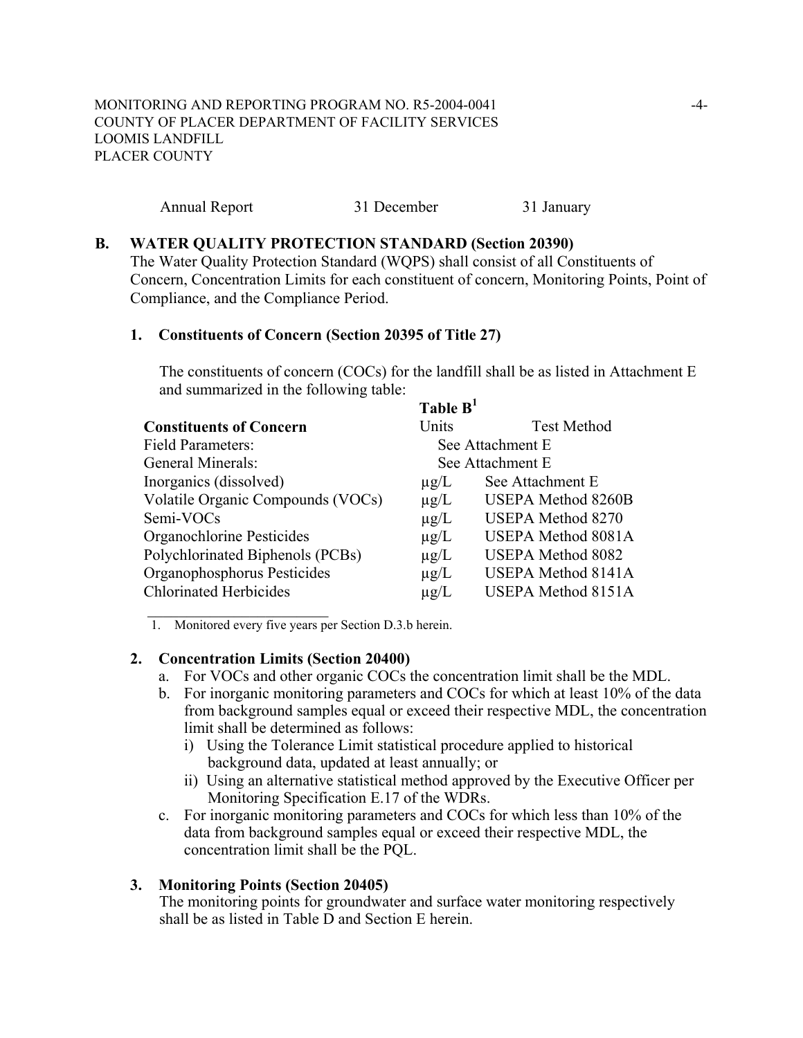| Annual Report | 31 December | 31 January |
|---|---|---|

**B. WATER QUALITY PROTECTION STANDARD (Section 20390)**

The Water Quality Protection Standard (WQPS) shall consist of all Constituents of Concern, Concentration Limits for each constituent of concern, Monitoring Points, Point of Compliance, and the Compliance Period.

**1. Constituents of Concern (Section 20395 of Title 27)**

The constituents of concern (COCs) for the landfill shall be as listed in Attachment E and summarized in the following table:

**Table B**[1]

| **Constituents of Concern** | Units | Test Method |
|---|---|---|
| Field Parameters: | See Attachment E | |
| General Minerals: | See Attachment E | |
| Inorganics (dissolved) | μg/L | See Attachment E |
| Volatile Organic Compounds (VOCs) | μg/L | USEPA Method 8260B |
| Semi-VOCs | μg/L | USEPA Method 8270 |
| Organochlorine Pesticides | μg/L | USEPA Method 8081A |
| Polychlorinated Biphenols (PCBs) | μg/L | USEPA Method 8082 |
| Organophosphorus Pesticides | μg/L | USEPA Method 8141A |
| Chlorinated Herbicides | μg/L | USEPA Method 8151A |

1. Monitored every five years per Section D.3.b herein.

**2. Concentration Limits (Section 20400)**

a. For VOCs and other organic COCs the concentration limit shall be the MDL.

b. For inorganic monitoring parameters and COCs for which at least 10% of the data from background samples equal or exceed their respective MDL, the concentration limit shall be determined as follows:

   i) Using the Tolerance Limit statistical procedure applied to historical background data, updated at least annually; or

   ii) Using an alternative statistical method approved by the Executive Officer per Monitoring Specification E.17 of the WDRs.

c. For inorganic monitoring parameters and COCs for which less than 10% of the data from background samples equal or exceed their respective MDL, the concentration limit shall be the PQL.

**3. Monitoring Points (Section 20405)**

The monitoring points for groundwater and surface water monitoring respectively shall be as listed in Table D and Section E herein.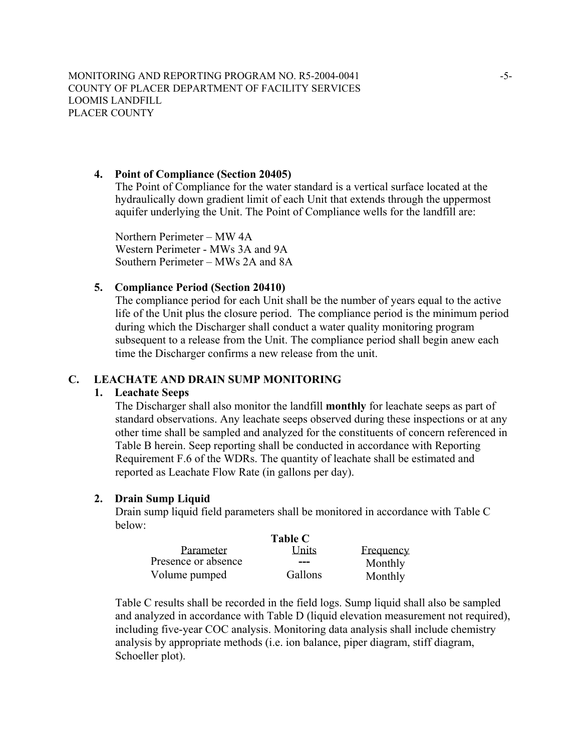**4. Point of Compliance (Section 20405)**

The Point of Compliance for the water standard is a vertical surface located at the hydraulically down gradient limit of each Unit that extends through the uppermost aquifer underlying the Unit. The Point of Compliance wells for the landfill are:

Northern Perimeter – MW 4A
Western Perimeter - MWs 3A and 9A
Southern Perimeter – MWs 2A and 8A

**5. Compliance Period (Section 20410)**

The compliance period for each Unit shall be the number of years equal to the active life of the Unit plus the closure period. The compliance period is the minimum period during which the Discharger shall conduct a water quality monitoring program subsequent to a release from the Unit. The compliance period shall begin anew each time the Discharger confirms a new release from the unit.

## C. LEACHATE AND DRAIN SUMP MONITORING

**1. Leachate Seeps**

The Discharger shall also monitor the landfill **monthly** for leachate seeps as part of standard observations. Any leachate seeps observed during these inspections or at any other time shall be sampled and analyzed for the constituents of concern referenced in Table B herein. Seep reporting shall be conducted in accordance with Reporting Requirement F.6 of the WDRs. The quantity of leachate shall be estimated and reported as Leachate Flow Rate (in gallons per day).

**2. Drain Sump Liquid**

Drain sump liquid field parameters shall be monitored in accordance with Table C below:

**Table C**

| Parameter | Units | Frequency |
|---|---|---|
| Presence or absence | --- | Monthly |
| Volume pumped | Gallons | Monthly |

Table C results shall be recorded in the field logs. Sump liquid shall also be sampled and analyzed in accordance with Table D (liquid elevation measurement not required), including five-year COC analysis. Monitoring data analysis shall include chemistry analysis by appropriate methods (i.e. ion balance, piper diagram, stiff diagram, Schoeller plot).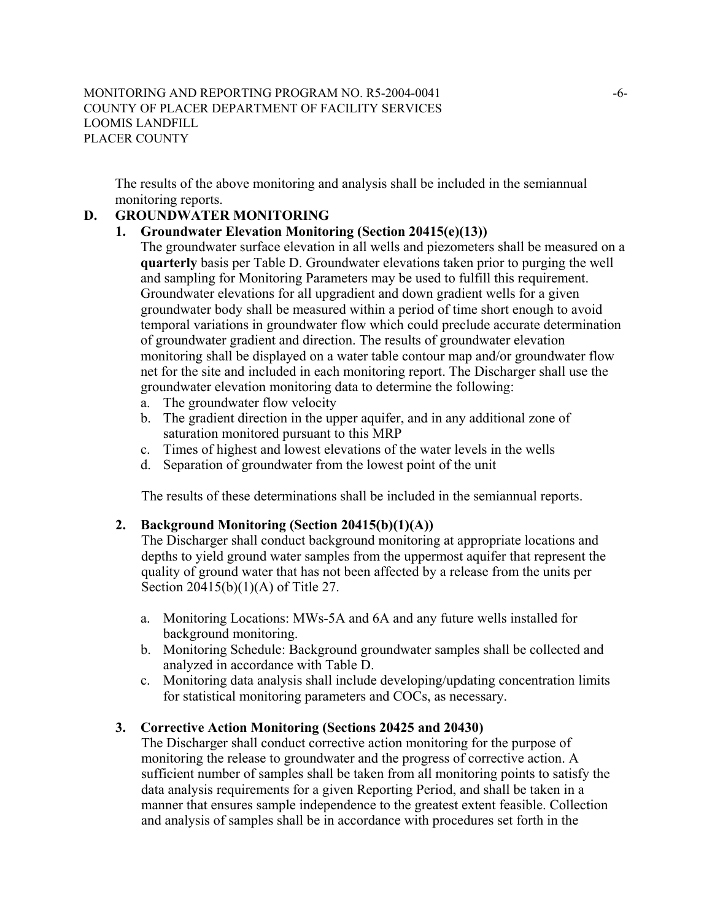The results of the above monitoring and analysis shall be included in the semiannual monitoring reports.

## D. GROUNDWATER MONITORING

### 1. Groundwater Elevation Monitoring (Section 20415(e)(13))

The groundwater surface elevation in all wells and piezometers shall be measured on a **quarterly** basis per Table D. Groundwater elevations taken prior to purging the well and sampling for Monitoring Parameters may be used to fulfill this requirement. Groundwater elevations for all upgradient and down gradient wells for a given groundwater body shall be measured within a period of time short enough to avoid temporal variations in groundwater flow which could preclude accurate determination of groundwater gradient and direction. The results of groundwater elevation monitoring shall be displayed on a water table contour map and/or groundwater flow net for the site and included in each monitoring report. The Discharger shall use the groundwater elevation monitoring data to determine the following:

a. The groundwater flow velocity
b. The gradient direction in the upper aquifer, and in any additional zone of saturation monitored pursuant to this MRP
c. Times of highest and lowest elevations of the water levels in the wells
d. Separation of groundwater from the lowest point of the unit

The results of these determinations shall be included in the semiannual reports.

### 2. Background Monitoring (Section 20415(b)(1)(A))

The Discharger shall conduct background monitoring at appropriate locations and depths to yield ground water samples from the uppermost aquifer that represent the quality of ground water that has not been affected by a release from the units per Section 20415(b)(1)(A) of Title 27.

a. Monitoring Locations: MWs-5A and 6A and any future wells installed for background monitoring.
b. Monitoring Schedule: Background groundwater samples shall be collected and analyzed in accordance with Table D.
c. Monitoring data analysis shall include developing/updating concentration limits for statistical monitoring parameters and COCs, as necessary.

### 3. Corrective Action Monitoring (Sections 20425 and 20430)

The Discharger shall conduct corrective action monitoring for the purpose of monitoring the release to groundwater and the progress of corrective action. A sufficient number of samples shall be taken from all monitoring points to satisfy the data analysis requirements for a given Reporting Period, and shall be taken in a manner that ensures sample independence to the greatest extent feasible. Collection and analysis of samples shall be in accordance with procedures set forth in the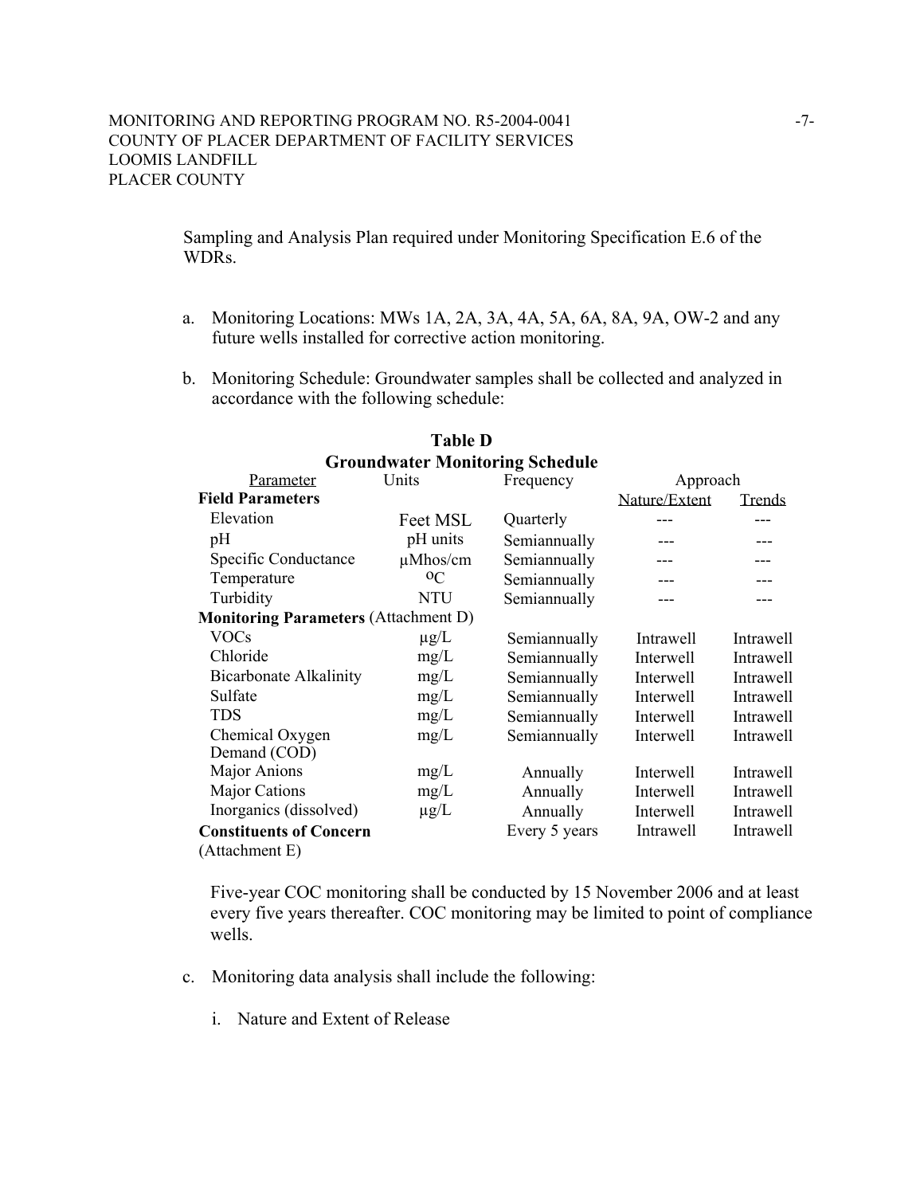Sampling and Analysis Plan required under Monitoring Specification E.6 of the WDRs.

a. Monitoring Locations: MWs 1A, 2A, 3A, 4A, 5A, 6A, 8A, 9A, OW-2 and any future wells installed for corrective action monitoring.

b. Monitoring Schedule: Groundwater samples shall be collected and analyzed in accordance with the following schedule:

**Table D**
**Groundwater Monitoring Schedule**

| Parameter | Units | Frequency | Approach | |
|---|---|---|---|---|
| **Field Parameters** | | | Nature/Extent | Trends |
| Elevation | Feet MSL | Quarterly | --- | --- |
| pH | pH units | Semiannually | --- | --- |
| Specific Conductance | µMhos/cm | Semiannually | --- | --- |
| Temperature | $^{o}C$ | Semiannually | --- | --- |
| Turbidity | NTU | Semiannually | --- | --- |
| **Monitoring Parameters** (Attachment D) | | | | |
| VOCs | µg/L | Semiannually | Intrawell | Intrawell |
| Chloride | mg/L | Semiannually | Interwell | Intrawell |
| Bicarbonate Alkalinity | mg/L | Semiannually | Interwell | Intrawell |
| Sulfate | mg/L | Semiannually | Interwell | Intrawell |
| TDS | mg/L | Semiannually | Interwell | Intrawell |
| Chemical Oxygen Demand (COD) | mg/L | Semiannually | Interwell | Intrawell |
| Major Anions | mg/L | Annually | Interwell | Intrawell |
| Major Cations | mg/L | Annually | Interwell | Intrawell |
| Inorganics (dissolved) | µg/L | Annually | Interwell | Intrawell |
| **Constituents of Concern** (Attachment E) | | Every 5 years | Intrawell | Intrawell |

Five-year COC monitoring shall be conducted by 15 November 2006 and at least every five years thereafter. COC monitoring may be limited to point of compliance wells.

c. Monitoring data analysis shall include the following:

   i. Nature and Extent of Release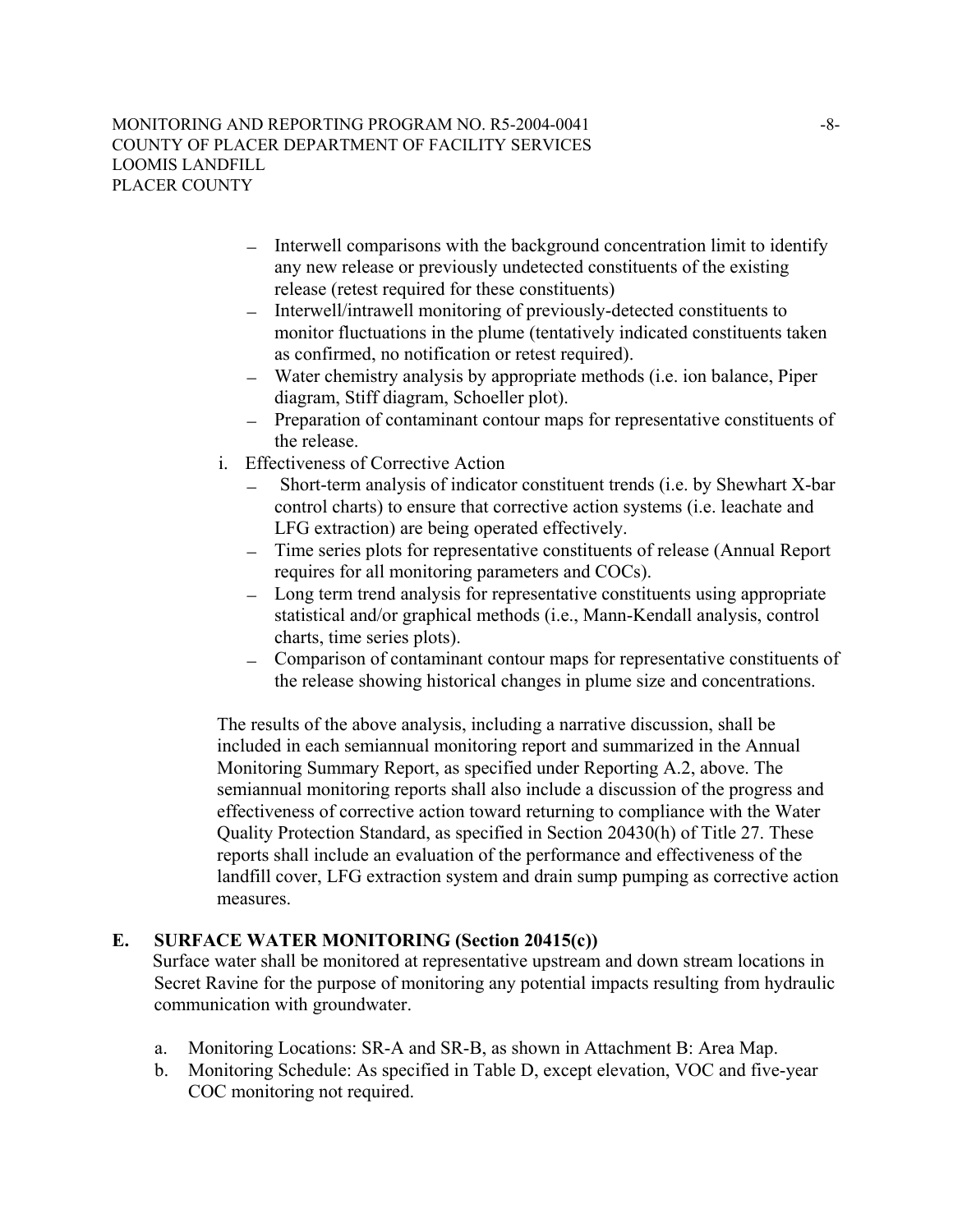- Interwell comparisons with the background concentration limit to identify any new release or previously undetected constituents of the existing release (retest required for these constituents)
- Interwell/intrawell monitoring of previously-detected constituents to monitor fluctuations in the plume (tentatively indicated constituents taken as confirmed, no notification or retest required).
- Water chemistry analysis by appropriate methods (i.e. ion balance, Piper diagram, Stiff diagram, Schoeller plot).
- Preparation of contaminant contour maps for representative constituents of the release.

i. Effectiveness of Corrective Action
   - Short-term analysis of indicator constituent trends (i.e. by Shewhart X-bar control charts) to ensure that corrective action systems (i.e. leachate and LFG extraction) are being operated effectively.
   - Time series plots for representative constituents of release (Annual Report requires for all monitoring parameters and COCs).
   - Long term trend analysis for representative constituents using appropriate statistical and/or graphical methods (i.e., Mann-Kendall analysis, control charts, time series plots).
   - Comparison of contaminant contour maps for representative constituents of the release showing historical changes in plume size and concentrations.

The results of the above analysis, including a narrative discussion, shall be included in each semiannual monitoring report and summarized in the Annual Monitoring Summary Report, as specified under Reporting A.2, above. The semiannual monitoring reports shall also include a discussion of the progress and effectiveness of corrective action toward returning to compliance with the Water Quality Protection Standard, as specified in Section 20430(h) of Title 27. These reports shall include an evaluation of the performance and effectiveness of the landfill cover, LFG extraction system and drain sump pumping as corrective action measures.

## E. SURFACE WATER MONITORING (Section 20415(c))

Surface water shall be monitored at representative upstream and down stream locations in Secret Ravine for the purpose of monitoring any potential impacts resulting from hydraulic communication with groundwater.

a. Monitoring Locations: SR-A and SR-B, as shown in Attachment B: Area Map.
b. Monitoring Schedule: As specified in Table D, except elevation, VOC and five-year COC monitoring not required.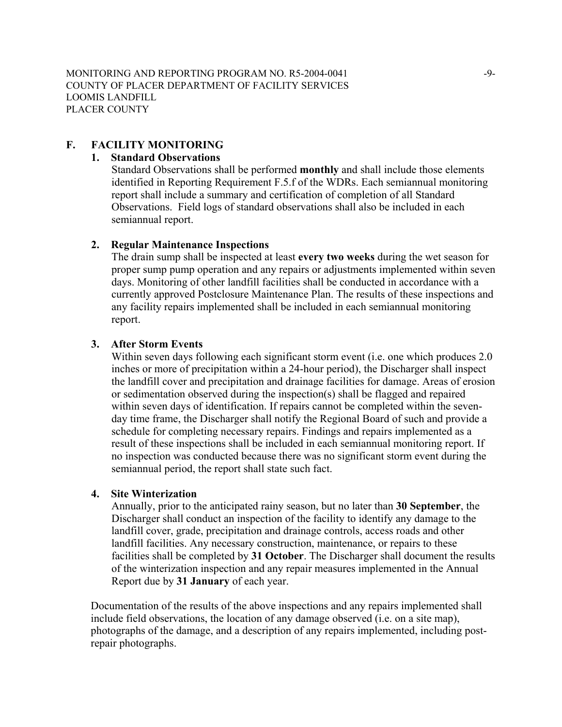## F. FACILITY MONITORING

### 1. Standard Observations

Standard Observations shall be performed **monthly** and shall include those elements identified in Reporting Requirement F.5.f of the WDRs. Each semiannual monitoring report shall include a summary and certification of completion of all Standard Observations. Field logs of standard observations shall also be included in each semiannual report.

### 2. Regular Maintenance Inspections

The drain sump shall be inspected at least **every two weeks** during the wet season for proper sump pump operation and any repairs or adjustments implemented within seven days. Monitoring of other landfill facilities shall be conducted in accordance with a currently approved Postclosure Maintenance Plan. The results of these inspections and any facility repairs implemented shall be included in each semiannual monitoring report.

### 3. After Storm Events

Within seven days following each significant storm event (i.e. one which produces 2.0 inches or more of precipitation within a 24-hour period), the Discharger shall inspect the landfill cover and precipitation and drainage facilities for damage. Areas of erosion or sedimentation observed during the inspection(s) shall be flagged and repaired within seven days of identification. If repairs cannot be completed within the seven-day time frame, the Discharger shall notify the Regional Board of such and provide a schedule for completing necessary repairs. Findings and repairs implemented as a result of these inspections shall be included in each semiannual monitoring report. If no inspection was conducted because there was no significant storm event during the semiannual period, the report shall state such fact.

### 4. Site Winterization

Annually, prior to the anticipated rainy season, but no later than **30 September**, the Discharger shall conduct an inspection of the facility to identify any damage to the landfill cover, grade, precipitation and drainage controls, access roads and other landfill facilities. Any necessary construction, maintenance, or repairs to these facilities shall be completed by **31 October**. The Discharger shall document the results of the winterization inspection and any repair measures implemented in the Annual Report due by **31 January** of each year.

Documentation of the results of the above inspections and any repairs implemented shall include field observations, the location of any damage observed (i.e. on a site map), photographs of the damage, and a description of any repairs implemented, including post-repair photographs.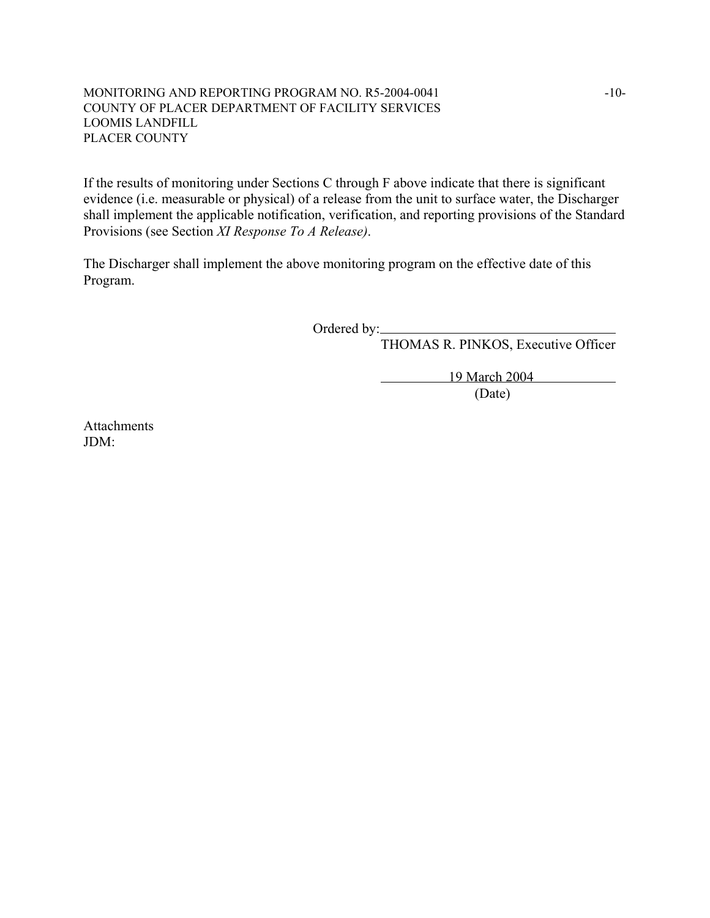If the results of monitoring under Sections C through F above indicate that there is significant evidence (i.e. measurable or physical) of a release from the unit to surface water, the Discharger shall implement the applicable notification, verification, and reporting provisions of the Standard Provisions (see Section *XI Response To A Release)*.

The Discharger shall implement the above monitoring program on the effective date of this Program.

Ordered by:\_\_\_\_\_\_\_\_\_\_\_\_\_\_\_\_\_\_\_\_\_\_\_\_\_\_\_\_\_\_\_\_
THOMAS R. PINKOS, Executive Officer

19 March 2004
(Date)

Attachments
JDM: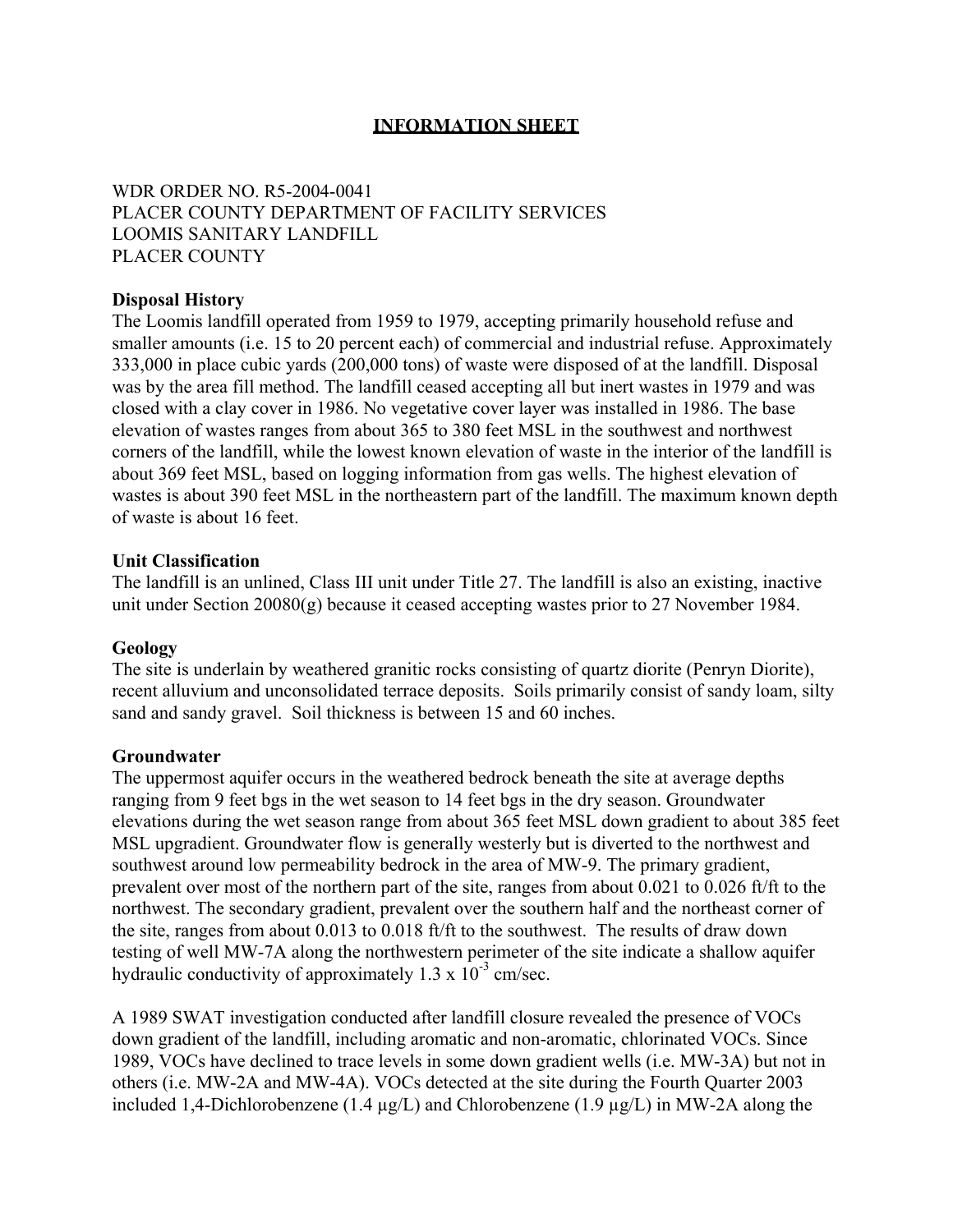# INFORMATION SHEET

WDR ORDER NO. R5-2004-0041
PLACER COUNTY DEPARTMENT OF FACILITY SERVICES
LOOMIS SANITARY LANDFILL
PLACER COUNTY

**Disposal History**

The Loomis landfill operated from 1959 to 1979, accepting primarily household refuse and smaller amounts (i.e. 15 to 20 percent each) of commercial and industrial refuse. Approximately 333,000 in place cubic yards (200,000 tons) of waste were disposed of at the landfill. Disposal was by the area fill method. The landfill ceased accepting all but inert wastes in 1979 and was closed with a clay cover in 1986. No vegetative cover layer was installed in 1986. The base elevation of wastes ranges from about 365 to 380 feet MSL in the southwest and northwest corners of the landfill, while the lowest known elevation of waste in the interior of the landfill is about 369 feet MSL, based on logging information from gas wells. The highest elevation of wastes is about 390 feet MSL in the northeastern part of the landfill. The maximum known depth of waste is about 16 feet.

**Unit Classification**

The landfill is an unlined, Class III unit under Title 27. The landfill is also an existing, inactive unit under Section 20080(g) because it ceased accepting wastes prior to 27 November 1984.

**Geology**

The site is underlain by weathered granitic rocks consisting of quartz diorite (Penryn Diorite), recent alluvium and unconsolidated terrace deposits. Soils primarily consist of sandy loam, silty sand and sandy gravel. Soil thickness is between 15 and 60 inches.

**Groundwater**

The uppermost aquifer occurs in the weathered bedrock beneath the site at average depths ranging from 9 feet bgs in the wet season to 14 feet bgs in the dry season. Groundwater elevations during the wet season range from about 365 feet MSL down gradient to about 385 feet MSL upgradient. Groundwater flow is generally westerly but is diverted to the northwest and southwest around low permeability bedrock in the area of MW-9. The primary gradient, prevalent over most of the northern part of the site, ranges from about 0.021 to 0.026 ft/ft to the northwest. The secondary gradient, prevalent over the southern half and the northeast corner of the site, ranges from about 0.013 to 0.018 ft/ft to the southwest. The results of draw down testing of well MW-7A along the northwestern perimeter of the site indicate a shallow aquifer hydraulic conductivity of approximately $1.3 \times 10^{-3}$ cm/sec.

A 1989 SWAT investigation conducted after landfill closure revealed the presence of VOCs down gradient of the landfill, including aromatic and non-aromatic, chlorinated VOCs. Since 1989, VOCs have declined to trace levels in some down gradient wells (i.e. MW-3A) but not in others (i.e. MW-2A and MW-4A). VOCs detected at the site during the Fourth Quarter 2003 included 1,4-Dichlorobenzene (1.4 µg/L) and Chlorobenzene (1.9 µg/L) in MW-2A along the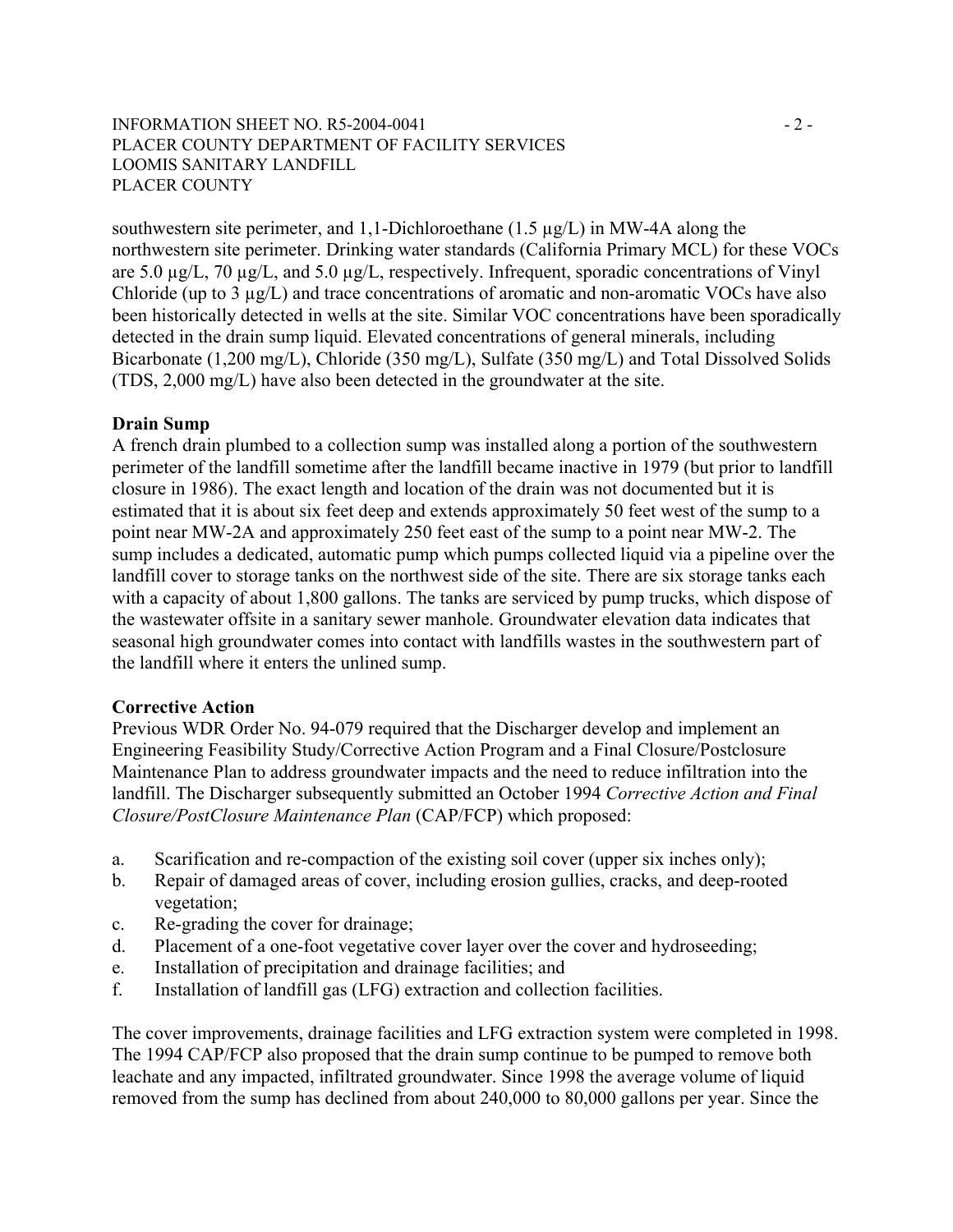southwestern site perimeter, and 1,1-Dichloroethane (1.5 µg/L) in MW-4A along the northwestern site perimeter. Drinking water standards (California Primary MCL) for these VOCs are 5.0 µg/L, 70 µg/L, and 5.0 µg/L, respectively. Infrequent, sporadic concentrations of Vinyl Chloride (up to 3 µg/L) and trace concentrations of aromatic and non-aromatic VOCs have also been historically detected in wells at the site. Similar VOC concentrations have been sporadically detected in the drain sump liquid. Elevated concentrations of general minerals, including Bicarbonate (1,200 mg/L), Chloride (350 mg/L), Sulfate (350 mg/L) and Total Dissolved Solids (TDS, 2,000 mg/L) have also been detected in the groundwater at the site.

**Drain Sump**

A french drain plumbed to a collection sump was installed along a portion of the southwestern perimeter of the landfill sometime after the landfill became inactive in 1979 (but prior to landfill closure in 1986). The exact length and location of the drain was not documented but it is estimated that it is about six feet deep and extends approximately 50 feet west of the sump to a point near MW-2A and approximately 250 feet east of the sump to a point near MW-2. The sump includes a dedicated, automatic pump which pumps collected liquid via a pipeline over the landfill cover to storage tanks on the northwest side of the site. There are six storage tanks each with a capacity of about 1,800 gallons. The tanks are serviced by pump trucks, which dispose of the wastewater offsite in a sanitary sewer manhole. Groundwater elevation data indicates that seasonal high groundwater comes into contact with landfills wastes in the southwestern part of the landfill where it enters the unlined sump.

**Corrective Action**

Previous WDR Order No. 94-079 required that the Discharger develop and implement an Engineering Feasibility Study/Corrective Action Program and a Final Closure/Postclosure Maintenance Plan to address groundwater impacts and the need to reduce infiltration into the landfill. The Discharger subsequently submitted an October 1994 *Corrective Action and Final Closure/PostClosure Maintenance Plan* (CAP/FCP) which proposed:

a. Scarification and re-compaction of the existing soil cover (upper six inches only);
b. Repair of damaged areas of cover, including erosion gullies, cracks, and deep-rooted vegetation;
c. Re-grading the cover for drainage;
d. Placement of a one-foot vegetative cover layer over the cover and hydroseeding;
e. Installation of precipitation and drainage facilities; and
f. Installation of landfill gas (LFG) extraction and collection facilities.

The cover improvements, drainage facilities and LFG extraction system were completed in 1998. The 1994 CAP/FCP also proposed that the drain sump continue to be pumped to remove both leachate and any impacted, infiltrated groundwater. Since 1998 the average volume of liquid removed from the sump has declined from about 240,000 to 80,000 gallons per year. Since the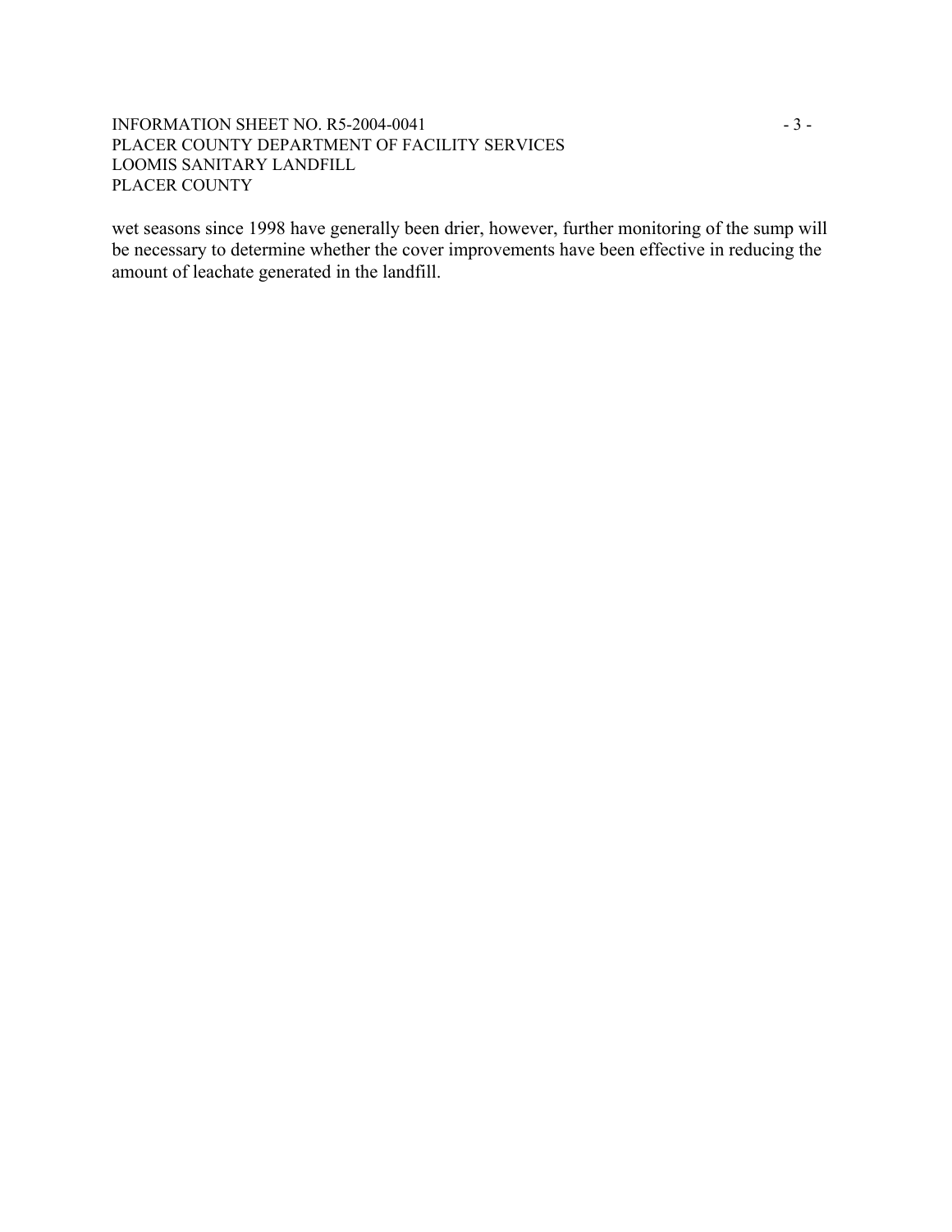wet seasons since 1998 have generally been drier, however, further monitoring of the sump will be necessary to determine whether the cover improvements have been effective in reducing the amount of leachate generated in the landfill.